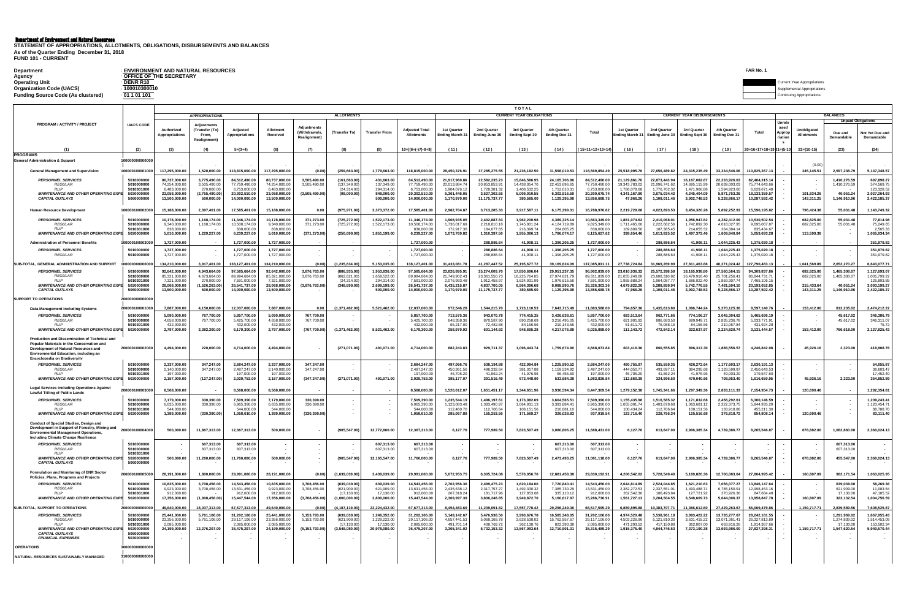**Department of Environment and Natural Resources**

**STATEMENT OF APPROPRIATIONS, ALLOTMENTS, OBLIGATIONS, DISBURSEMENTS AND BALANCES**
**As of the Quarter Ending December 31, 2018**
**FUND 101 - CURRENT**

| | |
|---|---|
| Department | ENVIRONMENT AND NATURAL RESOURCES |
| Agency | OFFICE OF THE SECRETARY |
| Operating Unit | DENR R10 |
| Organization Code (UACS) | 100010300010 |
| Funding Source Code (As clustered) | 01 1 01 101 |

FAR No. 1

Current Year Appropriations
Supplemental Appropriations
Continuing Appropriations

| PROGRAM / ACTIVITY / PROJECT | UACS CODE | APPROPRIATIONS | | | ALLOTMENTS | | | | | TOTAL CURRENT YEAR OBLIGATIONS | | | | | CURRENT YEAR DISBURSEMENTS | | | | | BALANCES | | | |
|---|---|---|---|---|---|---|---|---|---|---|---|---|---|---|---|---|---|---|---|---|---|---|---|
| | | Authorized Appropriations | Adjustments (Transfer (To) From, Realignment) | Adjusted Appropriations | Allotment Received | Adjustments (Withdrawals, Realignment) | (Transfer To) | Transfer From | Adjusted Total Allotments | 1st Quarter Ending March 31 | 2nd Quarter Ending June 30 | 3rd Quarter Ending Sept 30 | 4th Quarter Ending Dec 31 | Total | 1st Quarter Ending March 31 | 2nd Quarter Ending June 30 | 3rd Quarter Ending Sept 30 | 4th Quarter Ending Dec 31 | Total | Unreleased Appropriations | Unobligated Allotments | Unpaid Obligations: Due and Demandable | Unpaid Obligations: Not Yet Due and Demandable |
| (1) | (2) | (3) | (4) | 5=(3+4) | (6) | (7) | (8) | (9) | 10=[(6+(-)7)-8+9] | (11) | (12) | (13) | (14) | (15=11+12+13+14) | (16) | (17) | (18) | (19) | 20=16+17+18+19 | 21=(5-10) | 22=(10-15) | (23) | (24) |
| **PROGRAMS** | | | | | | | | | | | | | | | | | | | | | | | |
| **General Administration & Support** | 100000000000000 | | | | | | | | | | | | | | | | | | | | | | |
| **General Management and Supervision** | 100000100001000 | 117,295,000.00 | 1,520,000.00 | 118,815,000.00 | 117,295,000.00 | (0.00) | (259,663.00) | 1,779,663.00 | 118,815,000.00 | 28,450,376.91 | 37,285,275.55 | 21,236,182.50 | 31,598,019.53 | 118,569,854.49 | 25,518,995.76 | 27,656,489.82 | 24,315,235.49 | 33,334,546.06 | 110,825,267.13 | - | (0.00) 245,145.51 | 2,597,238.79 | 5,147,348.57 |
| PERSONNEL SERVICES | 5010000000 | 80,737,000.00 | 3,775,490.00 | 84,512,490.00 | 80,737,000.00 | 3,505,490.00 | (161,663.00) | 431,663.00 | 84,512,490.00 | 21,917,960.86 | 22,582,235.23 | 15,846,586.95 | 24,165,706.96 | 84,512,490.00 | 21,129,861.70 | 22,873,443.94 | 16,167,082.87 | 22,233,926.63 | 82,404,315.14 | - | - | 1,410,276.59 | 697,898.27 |
| REGULAR | 5010100000 | 74,254,000.00 | 3,505,490.00 | 77,759,490.00 | 74,254,000.00 | 3,505,490.00 | (137,349.00) | 137,349.00 | 77,759,490.00 | 20,013,884.74 | 20,853,853.91 | 14,438,054.70 | 22,453,696.65 | 77,759,490.00 | 19,343,783.02 | 21,096,741.62 | 14,695,115.99 | 20,639,003.03 | 75,774,643.66 | - | - | 1,410,276.59 | 574,569.75 |
| RLIP | 5010301000 | 6,483,000.00 | 270,000.00 | 6,753,000.00 | 6,483,000.00 | - | (24,314.00) | 294,314.00 | 6,753,000.00 | 1,904,076.12 | 1,728,381.32 | 1,408,532.25 | 1,712,010.31 | 6,753,000.00 | 1,786,078.68 | 1,776,702.32 | 1,471,966.88 | 1,594,923.60 | 6,629,671.48 | - | | | 123,328.52 |
| MAINTENANCE AND OTHER OPERATING EXPE | 5020000000 | 23,058,000.00 | (2,755,490.00) | 20,302,510.00 | 23,058,000.00 | (3,505,490.00) | (98,000.00) | 848,000.00 | 20,302,510.00 | 5,361,446.05 | 3,527,302.55 | 5,009,010.55 | 6,302,916.59 | 20,200,675.74 | 4,341,167.80 | 3,675,034.42 | 4,245,404.09 | 5,871,753.26 | 18,133,359.57 | - | 101,834.26 | 40,051.24 | 2,027,264.93 |
| CAPITAL OUTLAYS | 5060000000 | 13,500,000.00 | 500,000.00 | 14,000,000.00 | 13,500,000.00 | - | - | 500,000.00 | 14,000,000.00 | 1,170,970.00 | 11,175,737.77 | 380,585.00 | 1,129,395.98 | 13,856,688.75 | 47,966.26 | 1,108,011.46 | 3,902,748.53 | 5,228,866.17 | 10,287,592.42 | - | 143,311.25 | 1,146,910.96 | 2,422,185.37 |
| **Human Resource Development** | 100000100002000 | 15,188,000.00 | 2,397,401.00 | 17,585,401.00 | 15,188,000.00 | 0.00 | (975,971.00) | 3,373,372.00 | 17,585,401.00 | 2,982,704.87 | 3,713,285.33 | 3,917,587.11 | 6,175,399.31 | 16,788,976.62 | 2,219,729.08 | 4,023,893.53 | 3,454,320.28 | 5,892,252.93 | 15,590,195.82 | - | 796,424.38 | 55,031.48 | 1,143,749.32 |
| PERSONNEL SERVICES | 5010000000 | 10,178,000.00 | 1,168,174.00 | 11,346,174.00 | 10,178,000.00 | 371,273.00 | (725,272.00) | 1,522,173.00 | 11,346,174.00 | 1,908,935.05 | 2,402,887.83 | 1,962,200.98 | 4,389,325.14 | 10,663,349.00 | 1,881,074.62 | 2,410,068.01 | 1,956,947.82 | 4,282,412.09 | 10,530,502.54 | - | 682,825.00 | 55,031.48 | 77,814.98 |
| REGULAR | 5010100000 | 9,340,000.00 | 1,168,174.00 | 10,508,174.00 | 9,340,000.00 | 371,273.00 | (725,272.00) | 1,522,173.00 | 10,508,174.00 | 1,736,017.69 | 2,218,810.18 | 1,745,801.24 | 4,124,719.89 | 9,825,349.00 | 1,711,465.06 | 2,222,682.56 | 1,742,892.30 | 4,018,027.95 | 9,695,067.87 | - | 682,825.00 | 55,031.48 | 75,249.65 |
| RLIP | 5010301000 | 838,000.00 | - | 838,000.00 | 838,000.00 | | | | 838,000.00 | 172,917.36 | 184,077.65 | 216,399.74 | 264,605.25 | 838,000.00 | 169,609.56 | 187,385.45 | 214,055.52 | 264,384.14 | 835,434.67 | - | | | 2,565.33 |
| MAINTENANCE AND OTHER OPERATING EXPE | 5020000000 | 5,010,000.00 | 1,229,227.00 | 6,239,227.00 | 5,010,000.00 | (371,273.00) | (250,699.00) | 1,851,199.00 | 6,239,227.00 | 1,073,769.82 | 1,310,397.50 | 1,955,386.13 | 1,786,074.17 | 6,125,627.62 | 338,654.46 | 1,613,825.52 | 1,497,372.46 | 1,609,840.84 | 5,059,693.28 | - | 113,599.38 | - | 1,065,934.34 |
| **Administration of Personnel Benefits** | 100000100003000 | 1,727,000.00 | - | 1,727,000.00 | 1,727,000.00 | - | - | - | 1,727,000.00 | - | 288,886.64 | 41,908.11 | 1,396,205.25 | 1,727,000.00 | - | 288,886.64 | 41,908.11 | 1,044,225.43 | 1,375,020.18 | - | - | - | 351,979.82 |
| PERSONNEL SERVICES | 5010000000 | 1,727,000.00 | - | 1,727,000.00 | 1,727,000.00 | - | - | - | 1,727,000.00 | - | 288,886.64 | 41,908.11 | 1,396,205.25 | 1,727,000.00 | - | 288,886.64 | 41,908.11 | 1,044,225.43 | 1,375,020.18 | - | - | - | 351,979.82 |
| REGULAR | 5010100000 | 1,727,000.00 | - | 1,727,000.00 | 1,727,000.00 | - | - | - | 1,727,000.00 | - | 288,886.64 | 41,908.11 | 1,396,205.25 | 1,727,000.00 | - | 288,886.64 | 41,908.11 | 1,044,225.43 | 1,375,020.18 | - | - | - | 351,979.82 |
| **SUB-TOTAL, GENERAL ADMINISTRATION AND SUPPORT** | 100000000000000 | 134,210,000.00 | 3,917,401.00 | 138,127,401.00 | 134,210,000.00 | (0.00) | (1,235,634.00) | 5,153,035.00 | 138,127,401.00 | 31,433,081.78 | 41,287,447.52 | 25,195,677.72 | 39,169,624.09 | 137,085,831.11 | 27,738,724.84 | 31,969,269.99 | 27,811,463.88 | 40,271,024.42 | 127,790,483.13 | - | 1,041,569.89 | 2,652,270.27 | 6,643,077.71 |
| PERSONNEL SERVICES | 5010000000 | 92,642,000.00 | 4,943,664.00 | 97,585,664.00 | 92,642,000.00 | 3,876,763.00 | (886,935.00) | 1,953,836.00 | 97,585,664.00 | 23,826,895.91 | 25,274,009.70 | 17,850,696.04 | 29,951,237.35 | 96,902,839.00 | 23,010,936.32 | 25,572,398.59 | 18,165,938.80 | 27,560,564.15 | 94,309,837.86 | - | 682,825.00 | 1,465,308.07 | 1,127,693.07 |
| REGULAR | 5010100000 | 85,321,000.00 | 4,673,664.00 | 89,994,664.00 | 85,321,000.00 | 3,876,763.00 | (862,621.00) | 1,659,522.00 | 89,994,664.00 | 21,749,902.43 | 23,361,550.73 | 16,225,764.05 | 27,974,621.79 | 89,311,839.00 | 21,055,248.08 | 23,608,310.82 | 16,479,916.40 | 25,701,256.41 | 86,844,731.71 | - | 682,825.00 | 1,465,308.07 | 1,001,799.22 |
| RLIP | 5010301000 | 7,321,000.00 | 270,000.00 | 7,591,000.00 | 7,321,000.00 | - | (24,314.00) | 294,314.00 | 7,591,000.00 | 2,076,993.48 | 1,912,458.97 | 1,624,931.99 | 1,976,615.56 | 7,591,000.00 | 1,955,688.24 | 1,964,087.77 | 1,686,022.40 | 1,859,307.74 | 7,465,106.15 | - | - | - | 125,893.85 |
| MAINTENANCE AND OTHER OPERATING EXPE | 5020000000 | 28,068,000.00 | (1,526,263.00) | 26,541,737.00 | 28,068,000.00 | (3,876,763.00) | (348,699.00) | 2,699,199.00 | 26,541,737.00 | 6,435,215.87 | 4,837,700.05 | 6,964,396.68 | 8,088,990.76 | 26,326,303.36 | 4,679,822.26 | 5,288,859.94 | 5,742,776.55 | 7,481,594.10 | 23,193,052.85 | - | 215,433.64 | 40,051.24 | 3,093,199.27 |
| CAPITAL OUTLAYS | 5060000000 | 13,500,000.00 | 500,000.00 | 14,000,000.00 | 13,500,000.00 | - | - | 500,000.00 | 14,000,000.00 | 1,170,970.00 | 11,175,737.77 | 380,585.00 | 1,129,395.98 | 13,856,688.75 | 47,966.26 | 1,108,011.46 | 3,902,748.53 | 5,228,866.17 | 10,287,592.42 | - | 143,311.25 | 1,146,910.96 | 2,422,185.37 |
| **SUPPORT TO OPERATIONS** | 200000000000000 | | | | | | | | | | | | | | | | | | | | | | |
| **Data Management including Systems** | 200000100001000 | 7,887,000.00 | 4,150,000.00 | 12,037,000.00 | 7,887,000.00 | 0.00 | (1,371,462.00) | 5,521,462.00 | 12,037,000.00 | 972,546.28 | 1,544,215.70 | 1,723,110.53 | 7,643,715.49 | 11,883,588.00 | 794,657.36 | 1,435,613.80 | 1,096,744.24 | 5,270,125.38 | 8,597,140.76 | - | 153,412.00 | 812,235.02 | 2,474,212.22 |
| PERSONNEL SERVICES | 5010000000 | 5,090,000.00 | 767,700.00 | 5,857,700.00 | 5,090,000.00 | 767,700.00 | - | - | 5,857,700.00 | 713,575.36 | 943,070.78 | 774,415.25 | 3,426,638.61 | 5,857,700.00 | 683,513.64 | 962,771.66 | 774,106.27 | 3,045,304.62 | 5,465,696.19 | - | - | 45,617.62 | 346,386.19 |
| REGULAR | 5010100000 | 4,658,000.00 | 767,700.00 | 5,425,700.00 | 4,658,000.00 | 767,700.00 | - | - | 5,425,700.00 | 648,358.36 | 870,587.90 | 690,258.69 | 3,216,495.05 | 5,425,700.00 | 621,901.92 | 886,683.50 | 689,949.71 | 2,835,236.78 | 5,033,771.91 | - | - | 45,617.62 | 346,311.07 |
| RLIP | 5010301000 | 432,000.00 | - | 432,000.00 | 432,000.00 | - | - | - | 432,000.00 | 65,217.00 | 72,482.88 | 84,156.56 | 210,143.56 | 432,000.00 | 61,611.72 | 76,088.16 | 84,156.56 | 210,067.84 | 431,924.28 | - | - | - | 75.72 |
| MAINTENANCE AND OTHER OPERATING EXPE | 5020000000 | 2,797,000.00 | 3,382,300.00 | 6,179,300.00 | 2,797,000.00 | (767,700.00) | (1,371,462.00) | 5,521,462.00 | 6,179,300.00 | 258,970.92 | 601,144.92 | 948,695.28 | 4,217,076.88 | 6,025,888.00 | 111,143.72 | 472,842.14 | 322,637.97 | 2,224,820.74 | 3,131,444.57 | - | 153,412.00 | 766,618.00 | 2,127,825.43 |
| **Production and Dissemination of Technical and Popular Materials in the Conservation and Development of Natural Resources and Environmental Education, including an Encyclopedia on Biodiversity** | 200000100002000 | 4,494,000.00 | 220,000.00 | 4,714,000.00 | 4,494,000.00 | - | (271,071.00) | 491,071.00 | 4,714,000.00 | 882,243.83 | 929,711.37 | 1,096,443.74 | 1,759,674.90 | 4,668,073.84 | 603,416.36 | 860,555.85 | 896,313.30 | 1,886,556.57 | 4,246,842.08 | - | 45,926.16 | 2,323.00 | 418,908.76 |
| PERSONNEL SERVICES | 5010000000 | 2,337,000.00 | 347,247.00 | 2,684,247.00 | 2,337,000.00 | 347,247.00 | - | - | 2,684,247.00 | 497,066.76 | 538,194.88 | 422,994.84 | 1,225,990.52 | 2,684,247.00 | 490,755.97 | 535,559.75 | 426,272.64 | 1,177,603.17 | 2,630,191.13 | - | - | - | 54,055.87 |
| REGULAR | 5010100000 | 2,140,000.00 | 347,247.00 | 2,487,247.00 | 2,140,000.00 | 347,247.00 | - | - | 2,487,247.00 | 450,361.56 | 496,332.64 | 381,017.88 | 1,159,534.92 | 2,487,247.00 | 444,050.77 | 493,697.11 | 384,295.68 | 1,128,599.97 | 2,450,643.53 | - | - | - | 36,603.47 |
| RLIP | 5010301000 | 197,000.00 | - | 197,000.00 | 197,000.00 | - | - | - | 197,000.00 | 46,705.20 | 41,862.24 | 41,976.96 | 66,455.60 | 197,000.00 | 46,705.20 | 41,862.24 | 41,976.96 | 49,003.20 | 179,547.60 | - | - | - | 17,452.40 |
| MAINTENANCE AND OTHER OPERATING EXPE | 5020000000 | 2,157,000.00 | (127,247.00) | 2,029,753.00 | 2,157,000.00 | (347,247.00) | (271,071.00) | 491,071.00 | 2,029,753.00 | 385,177.07 | 391,516.49 | 673,448.90 | 533,684.38 | 1,983,826.84 | 112,660.39 | 324,996.10 | 470,040.66 | 708,953.40 | 1,616,650.95 | - | 45,926.16 | 2,323.00 | 364,852.89 |
| **Legal Services including Operations Against Lawful Titling of Public Lands** | 200000100003000 | 8,568,000.00 | - | 8,568,000.00 | 8,568,000.00 | - | - | - | 8,568,000.00 | 1,520,612.07 | 1,651,451.17 | 1,344,651.96 | 3,930,594.34 | 8,447,309.54 | 1,279,152.38 | 1,745,341.66 | 1,297,349.36 | 2,833,111.33 | 7,154,954.73 | - | 120,690.46 | - | 1,292,354.81 |
| PERSONNEL SERVICES | 5010000000 | 7,179,000.00 | 330,390.00 | 7,509,390.00 | 7,179,000.00 | 330,390.00 | - | - | 7,509,390.00 | 1,235,544.19 | 1,496,197.61 | 1,173,082.69 | 3,604,565.51 | 7,509,390.00 | 1,155,435.98 | 1,516,585.32 | 1,171,832.68 | 2,456,292.61 | 6,300,146.59 | - | - | - | 1,209,243.41 |
| REGULAR | 5010100000 | 6,635,000.00 | 330,390.00 | 6,965,390.00 | 6,635,000.00 | 330,390.00 | - | - | 6,965,390.00 | 1,123,083.49 | 1,383,490.97 | 1,064,931.13 | 3,393,884.41 | 6,965,390.00 | 1,055,001.74 | 1,403,878.68 | 1,063,681.12 | 2,322,373.75 | 5,844,935.29 | - | - | - | 1,120,454.71 |
| RLIP | 5010301000 | 544,000.00 | - | 544,000.00 | 544,000.00 | - | - | - | 544,000.00 | 112,460.70 | 112,706.64 | 108,151.56 | 210,681.10 | 544,000.00 | 100,434.24 | 112,706.64 | 108,151.56 | 133,918.86 | 455,211.30 | - | - | - | 88,788.70 |
| MAINTENANCE AND OTHER OPERATING EXPE | 5020000000 | 1,389,000.00 | (330,390.00) | 1,058,610.00 | 1,389,000.00 | (330,390.00) | - | - | 1,058,610.00 | 285,067.88 | 155,253.56 | 171,569.27 | 326,028.83 | 937,919.54 | 123,716.40 | 228,756.34 | 125,516.68 | 376,818.72 | 854,808.14 | - | 120,690.46 | - | 83,111.40 |
| **Conduct of Special Studies and Design and Development in Support of Forestry, Mining and Environmental Management Operations, Including Climate Change Resilience** | 200000100004000 | 500,000.00 | 11,867,313.00 | 12,367,313.00 | 500,000.00 | - | (905,547.00) | 12,772,860.00 | 12,367,313.00 | 6,127.76 | 777,989.50 | 7,823,507.49 | 3,080,806.25 | 11,688,431.00 | 6,127.76 | 613,647.00 | 2,906,385.34 | 4,739,386.77 | 8,265,546.87 | - | 678,882.00 | 1,062,860.00 | 2,360,024.13 |
| PERSONNEL SERVICES | 5010000000 | - | 607,313.00 | 607,313.00 | - | - | - | 607,313.00 | 607,313.00 | - | - | - | 607,313.00 | 607,313.00 | - | - | - | - | - | - | - | 607,313.00 | - |
| REGULAR | 5010100000 | - | 607,313.00 | 607,313.00 | - | - | - | 607,313.00 | 607,313.00 | - | - | - | 607,313.00 | 607,313.00 | - | - | - | - | - | - | - | 607,313.00 | - |
| RLIP | 5010301000 | | | | | | | | | | | | | | | | | | | | | | |
| MAINTENANCE AND OTHER OPERATING EXPE | 5020000000 | 500,000.00 | 11,260,000.00 | 11,760,000.00 | 500,000.00 | - | (905,547.00) | 12,165,547.00 | 11,760,000.00 | 6,127.76 | 777,989.50 | 7,823,507.49 | 2,473,493.25 | 11,081,118.00 | 6,127.76 | 613,647.00 | 2,906,385.34 | 4,739,386.77 | 8,265,546.87 | - | 678,882.00 | 455,547.00 | 2,360,024.13 |
| CAPITAL OUTLAYS | 5060000000 | - | - | - | - | - | - | - | - | - | - | - | - | - | - | - | - | - | - | - | - | - | - |
| **Formulation and Monitoring of ENR Sector Policies, Plans, Programs and Projects** | 200000100005000 | 28,191,000.00 | 1,800,000.00 | 29,991,000.00 | 28,191,000.00 | (0.00) | (1,639,039.00) | 3,439,039.00 | 29,991,000.00 | 5,072,953.75 | 6,305,724.08 | 5,570,056.70 | 12,881,458.38 | 29,830,192.91 | 4,206,542.02 | 5,728,549.40 | 5,169,820.36 | 12,700,083.64 | 27,804,995.42 | - | 160,807.09 | 962,171.54 | 1,063,025.95 |
| PERSONNEL SERVICES | 5010000000 | 10,835,000.00 | 3,708,456.00 | 14,543,456.00 | 10,835,000.00 | 3,708,456.00 | (639,039.00) | 639,039.00 | 14,543,456.00 | 2,702,956.36 | 2,499,475.23 | 1,620,184.00 | 7,720,840.41 | 14,543,456.00 | 2,644,814.89 | 2,524,044.85 | 1,621,210.63 | 7,056,077.27 | 13,846,147.64 | - | - | 639,039.00 | 58,269.36 |
| REGULAR | 5010100000 | 9,923,000.00 | 3,708,456.00 | 13,631,456.00 | 9,923,000.00 | 3,708,456.00 | (621,909.00) | 621,909.00 | 13,631,456.00 | 2,435,638.12 | 2,317,757.27 | 1,492,330.32 | 7,385,730.29 | 13,631,456.00 | 2,382,272.53 | 2,337,551.01 | 1,493,488.71 | 6,785,150.91 | 12,998,463.16 | - | - | 621,909.00 | 11,083.84 |
| RLIP | 5010301000 | 912,000.00 | - | 912,000.00 | 912,000.00 | - | (17,130.00) | 17,130.00 | 912,000.00 | 267,318.24 | 181,717.96 | 127,853.68 | 335,110.12 | 912,000.00 | 262,542.36 | 186,493.84 | 127,721.92 | 270,926.36 | 847,684.48 | - | - | 17,130.00 | 47,185.52 |
| MAINTENANCE AND OTHER OPERATING EXPE | 5020000000 | 17,356,000.00 | (1,908,456.00) | 15,447,544.00 | 17,356,000.00 | (3,708,456.00) | (1,000,000.00) | 2,800,000.00 | 15,447,544.00 | 2,369,997.39 | 3,806,248.85 | 3,949,872.70 | 5,160,617.97 | 15,286,736.91 | 1,561,727.13 | 3,204,504.55 | 3,548,609.73 | 5,644,006.37 | 13,958,847.78 | - | 160,807.09 | 323,132.54 | 1,004,756.59 |
| **SUB-TOTAL, SUPPORT TO OPERATIONS** | 200000000000000 | 49,640,000.00 | 18,037,313.00 | 67,677,313.00 | 49,640,000.00 | (0.00) | (4,187,119.00) | 22,224,432.00 | 67,677,313.00 | 8,454,483.69 | 11,209,091.82 | 17,557,770.42 | 29,296,249.36 | 66,517,595.29 | 6,889,895.88 | 10,383,707.71 | 11,366,612.60 | 27,429,263.67 | 56,069,479.86 | - | 1,159,717.71 | 2,839,589.56 | 7,608,525.87 |
| PERSONNEL SERVICES | 5010000000 | 25,441,000.00 | 5,761,106.00 | 31,202,106.00 | 25,441,000.00 | 5,153,793.00 | (639,039.00) | 1,246,352.00 | 31,202,106.00 | 5,149,142.67 | 5,476,938.50 | 3,990,676.78 | 16,585,348.05 | 31,202,106.00 | 4,974,520.48 | 5,538,961.18 | 3,993,422.22 | 13,735,277.67 | 28,242,181.55 | - | - | 1,291,969.62 | 1,667,955.43 |
| REGULAR | 5010100000 | 23,356,000.00 | 5,761,106.00 | 29,117,106.00 | 23,356,000.00 | 5,153,793.00 | (621,909.00) | 1,229,222.00 | 29,117,106.00 | 4,657,441.53 | 5,068,168.78 | 3,628,538.02 | 15,762,957.67 | 29,117,106.00 | 4,503,226.96 | 5,121,810.30 | 3,631,415.22 | 13,071,361.41 | 26,327,813.89 | - | - | 1,274,839.62 | 1,514,453.09 |
| RLIP | 5010301000 | 2,085,000.00 | - | 2,085,000.00 | 2,085,000.00 | - | (17,130.00) | 17,130.00 | 2,085,000.00 | 491,701.14 | 408,769.72 | 362,138.76 | 822,390.38 | 2,085,000.00 | 471,293.52 | 417,150.88 | 362,007.00 | 663,916.26 | 1,914,367.66 | - | - | 17,130.00 | 153,502.34 |
| MAINTENANCE AND OTHER OPERATING EXPE | 5020000000 | 24,199,000.00 | 12,276,207.00 | 36,475,207.00 | 24,199,000.00 | (5,153,793.00) | (3,548,080.00) | 20,978,080.00 | 36,475,207.00 | 3,305,341.02 | 5,732,153.32 | 13,567,093.64 | 12,710,901.31 | 35,315,489.29 | 1,915,375.40 | 4,844,746.53 | 7,373,190.38 | 13,693,986.00 | 27,827,298.31 | - | 1,159,717.71 | 1,547,620.54 | 5,940,570.44 |
| CAPITAL OUTLAYS | 5060000000 | - | - | - | - | - | - | - | - | - | - | - | - | - | - | - | - | - | - | - | - | - | - |
| FINANCIAL EXPENSES | 5030000000 | - | - | - | - | - | - | - | - | - | - | - | - | - | - | - | - | - | - | - | - | - | - |
| **OPERATIONS** | 300000000000000 | | | | | | | | | | | | | | | | | | | | | | |
| **NATURAL RESOURCES SUSTAINABLY MANAGED** | 310000000000000 | | | | | | | | | | | | | | | | | | | | | | |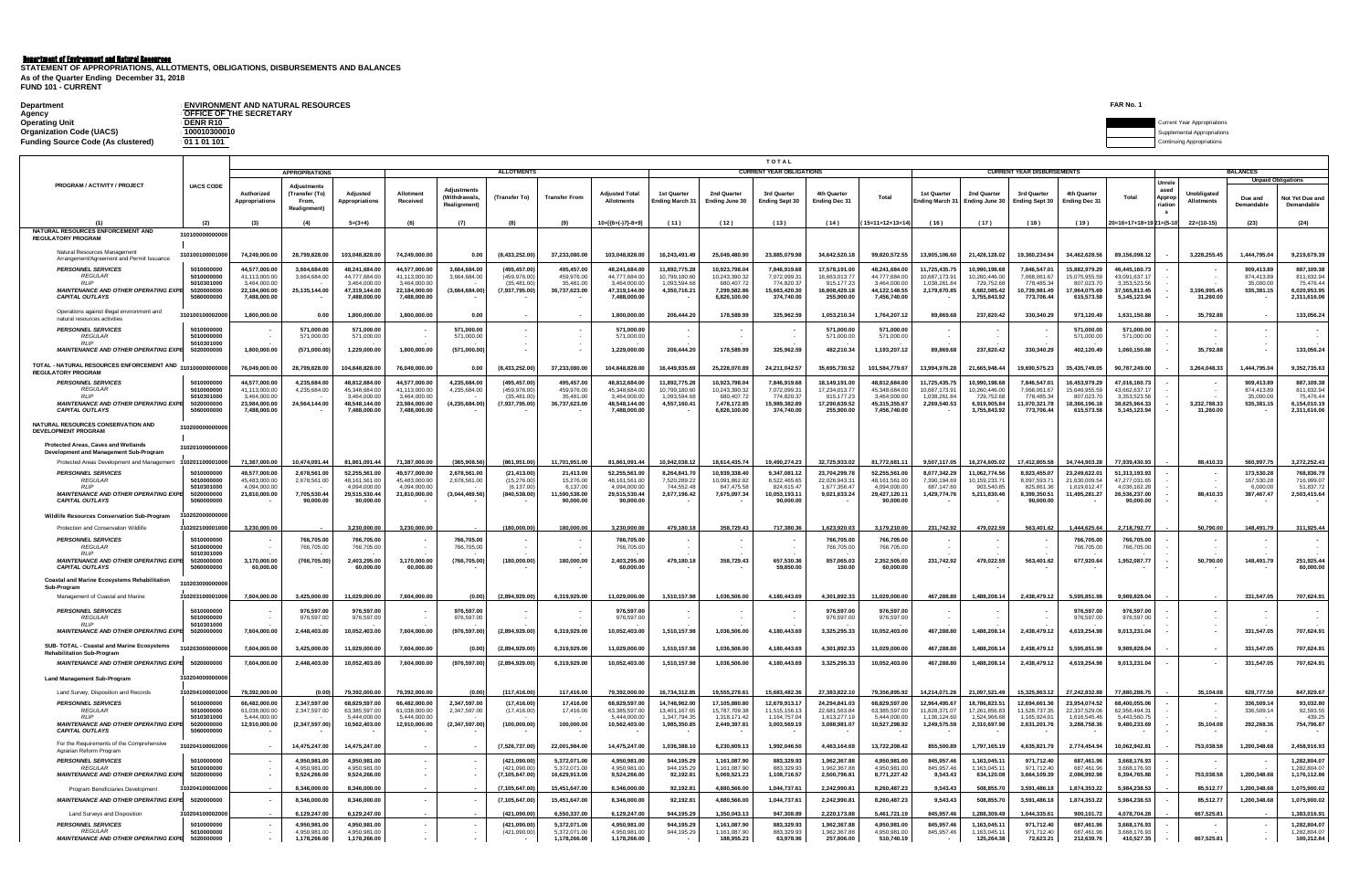**Department of Environment and Natural Resources**
**STATEMENT OF APPROPRIATIONS, ALLOTMENTS, OBLIGATIONS, DISBURSEMENTS AND BALANCES**
**As of the Quarter Ending December 31, 2018**
**FUND 101 - CURRENT**

Department : ENVIRONMENT AND NATURAL RESOURCES
Agency : OFFICE OF THE SECRETARY
Operating Unit : DENR R10
Organization Code (UACS) : 100010300010
Funding Source Code (As clustered) : 01 1 01 101

FAR No. 1

Current Year Appropriations
Supplemental Appropriations
Continuing Appropriations

| PROGRAM / ACTIVITY / PROJECT | UACS CODE | APPROPRIATIONS | | | ALLOTMENTS | | | | | CURRENT YEAR OBLIGATIONS | | | | | CURRENT YEAR DISBURSEMENTS | | | | | BALANCES | | | |
|---|---|---|---|---|---|---|---|---|---|---|---|---|---|---|---|---|---|---|---|---|---|---|---|
| | | Authorized Appropriations | Adjustments (Transfer (To) From, Realignment) | Adjusted Appropriations | Allotment Received | Adjustments (Withdrawals, Realignment) | (Transfer To) | Transfer From | Adjusted Total Allotments | 1st Quarter Ending March 31 | 2nd Quarter Ending June 30 | 3rd Quarter Ending Sept 30 | 4th Quarter Ending Dec 31 | Total | 1st Quarter Ending March 31 | 2nd Quarter Ending June 30 | 3rd Quarter Ending Sept 30 | 4th Quarter Ending Dec 31 | Total | Unreleased Appropriations | Unobligated Allotments | Unpaid Obligations: Due and Demandable | Unpaid Obligations: Not Yet Due and Demandable |
| (1) | (2) | (3) | (4) | 5=(3+4) | (6) | (7) | (8) | (9) | 10=[{6+(-)7}-8+9] | (11) | (12) | (13) | (14) | (15=11+12+13+14) | (16) | (17) | (18) | (19) | 20=16+17+18+19 | 21=(5-10) | 22=(10-15) | (23) | (24) |
| **NATURAL RESOURCES ENFORCEMENT AND REGULATORY PROGRAM** | 310100000000000 | | | | | | | | | | | | | | | | | | | | | | |
| Natural Resources Management Arrangement/Agreement and Permit Issuance | 310100100001000 | 74,249,000.00 | 28,799,828.00 | 103,048,828.00 | 74,249,000.00 | 0.00 | (8,433,252.00) | 37,233,080.00 | 103,048,828.00 | 16,243,491.49 | 25,049,480.90 | 23,885,079.98 | 34,642,520.18 | 99,820,572.55 | 13,905,106.60 | 21,428,128.02 | 19,360,234.94 | 34,462,628.56 | 89,156,098.12 | - | 3,228,255.45 | 1,444,795.04 | 9,219,679.39 |
| PERSONNEL SERVICES | 5010000000 | 44,577,000.00 | 3,664,684.00 | 48,241,684.00 | 44,577,000.00 | 3,664,684.00 | (495,457.00) | 495,457.00 | 48,241,684.00 | 11,892,775.28 | 10,923,798.04 | 7,846,919.68 | 17,578,191.00 | 48,241,684.00 | 11,725,435.75 | 10,990,198.68 | 7,846,547.01 | 15,882,979.29 | 46,445,160.73 | - | - | 909,413.89 | 887,109.38 |
| REGULAR | 5010000000 | 41,113,000.00 | 3,664,684.00 | 44,777,684.00 | 41,113,000.00 | 3,664,684.00 | (459,976.00) | 459,976.00 | 44,777,684.00 | 10,799,180.60 | 10,243,390.32 | 7,072,099.31 | 16,663,013.77 | 44,777,684.00 | 10,687,173.91 | 10,260,446.00 | 7,068,061.67 | 15,075,955.59 | 43,091,637.17 | - | - | 874,413.89 | 811,632.94 |
| RLIP | 5010301000 | 3,464,000.00 | - | 3,464,000.00 | 3,464,000.00 | - | (35,481.00) | 35,481.00 | 3,464,000.00 | 1,093,594.68 | 680,407.72 | 774,820.37 | 915,177.23 | 3,464,000.00 | 1,038,261.84 | 729,752.68 | 778,485.34 | 807,023.70 | 3,353,523.56 | | - | 35,000.00 | 75,476.44 |
| MAINTENANCE AND OTHER OPERATING EXPE | 5020000000 | 22,184,000.00 | 25,135,144.00 | 47,319,144.00 | 22,184,000.00 | (3,664,684.00) | (7,937,795.00) | 36,737,623.00 | 47,319,144.00 | 4,350,716.21 | 7,299,582.86 | 15,663,420.30 | 16,808,429.18 | 44,122,148.55 | 2,179,670.85 | 6,682,085.42 | 10,739,981.49 | 17,964,075.69 | 37,565,813.45 | - | 3,196,995.45 | 535,381.15 | 6,020,953.95 |
| CAPITAL OUTLAYS | 5060000000 | 7,488,000.00 | - | 7,488,000.00 | 7,488,000.00 | - | - | - | 7,488,000.00 | - | 6,826,100.00 | 374,740.00 | 255,900.00 | 7,456,740.00 | - | 3,755,843.92 | 773,706.44 | 615,573.58 | 5,145,123.94 | - | 31,260.00 | - | 2,311,616.06 |
| Operations against illegal environment and natural resources activities | 310100100002000 | 1,800,000.00 | 0.00 | 1,800,000.00 | 1,800,000.00 | 0.00 | - | - | 1,800,000.00 | 206,444.20 | 178,589.99 | 325,962.59 | 1,053,210.34 | 1,764,207.12 | 89,869.68 | 237,820.42 | 330,340.29 | 973,120.49 | 1,631,150.88 | - | 35,792.88 | - | 133,056.24 |
| PERSONNEL SERVICES | 5010000000 | - | 571,000.00 | 571,000.00 | - | 571,000.00 | - | - | 571,000.00 | - | - | - | 571,000.00 | 571,000.00 | - | - | - | 571,000.00 | 571,000.00 | - | - | - | - |
| REGULAR | 5010000000 | - | 571,000.00 | 571,000.00 | - | 571,000.00 | - | - | 571,000.00 | - | - | - | 571,000.00 | 571,000.00 | - | - | - | 571,000.00 | 571,000.00 | - | - | - | - |
| RLIP | 5010301000 | | | | | | | | | | | | | | | | | | | | | | |
| MAINTENANCE AND OTHER OPERATING EXPE | 5020000000 | 1,800,000.00 | (571,000.00) | 1,229,000.00 | 1,800,000.00 | (571,000.00) | - | - | 1,229,000.00 | 206,444.20 | 178,589.99 | 325,962.59 | 482,210.34 | 1,193,207.12 | 89,869.68 | 237,820.42 | 330,340.29 | 402,120.49 | 1,060,150.88 | - | 35,792.88 | - | 133,056.24 |
| **TOTAL - NATURAL RESOURCES ENFORCEMENT AND REGULATORY PROGRAM** | 310100000000000 | 76,049,000.00 | 28,799,828.00 | 104,848,828.00 | 76,049,000.00 | 0.00 | (8,433,252.00) | 37,233,080.00 | 104,848,828.00 | 16,449,935.69 | 25,228,070.89 | 24,211,042.57 | 35,695,730.52 | 101,584,779.67 | 13,994,976.28 | 21,665,948.44 | 19,690,575.23 | 35,435,749.05 | 90,787,249.00 | - | 3,264,048.33 | 1,444,795.04 | 9,352,735.63 |
| PERSONNEL SERVICES | 5010000000 | 44,577,000.00 | 4,235,684.00 | 48,812,684.00 | 44,577,000.00 | 4,235,684.00 | (495,457.00) | 495,457.00 | 48,812,684.00 | 11,892,775.28 | 10,923,798.04 | 7,846,919.68 | 18,149,191.00 | 48,812,684.00 | 11,725,435.75 | 10,990,198.68 | 7,846,547.01 | 16,453,979.29 | 47,016,160.73 | - | - | 909,413.89 | 887,109.38 |
| REGULAR | 5010000000 | 41,113,000.00 | 4,235,684.00 | 45,348,684.00 | 41,113,000.00 | 4,235,684.00 | (459,976.00) | 459,976.00 | 45,348,684.00 | 10,799,180.60 | 10,243,390.32 | 7,072,099.31 | 17,234,013.77 | 45,348,684.00 | 10,687,173.91 | 10,260,446.00 | 7,068,061.67 | 15,646,955.59 | 43,662,637.17 | - | - | 874,413.89 | 811,632.94 |
| RLIP | 5010301000 | 3,464,000.00 | - | 3,464,000.00 | 3,464,000.00 | - | (35,481.00) | 35,481.00 | 3,464,000.00 | 1,093,594.68 | 680,407.72 | 774,820.37 | 915,177.23 | 3,464,000.00 | 1,038,261.84 | 729,752.68 | 778,485.34 | 807,023.70 | 3,353,523.56 | | - | 35,000.00 | 75,476.44 |
| MAINTENANCE AND OTHER OPERATING EXPE | 5020000000 | 23,984,000.00 | 24,564,144.00 | 48,548,144.00 | 23,984,000.00 | (4,235,684.00) | (7,937,795.00) | 36,737,623.00 | 48,548,144.00 | 4,557,160.41 | 7,478,172.85 | 15,989,382.89 | 17,290,639.52 | 45,315,355.67 | 2,269,540.53 | 6,919,905.84 | 11,070,321.78 | 18,366,196.18 | 38,625,964.33 | - | 3,232,788.33 | 535,381.15 | 6,154,010.19 |
| CAPITAL OUTLAYS | 5060000000 | 7,488,000.00 | - | 7,488,000.00 | 7,488,000.00 | - | - | - | 7,488,000.00 | - | 6,826,100.00 | 374,740.00 | 255,900.00 | 7,456,740.00 | - | 3,755,843.92 | 773,706.44 | 615,573.58 | 5,145,123.94 | - | 31,260.00 | - | 2,311,616.06 |
| **NATURAL RESOURCES CONSERVATION AND DEVELOPMENT PROGRAM** | 310200000000000 | | | | | | | | | | | | | | | | | | | | | | |
| **Protected Areas, Caves and Wetlands Development and Management Sub-Program** | 310201000000000 | | | | | | | | | | | | | | | | | | | | | | |
| Protected Areas Development and Management | 310201100001000 | 71,387,000.00 | 10,474,091.44 | 81,861,091.44 | 71,387,000.00 | (365,908.56) | (861,951.00) | 11,701,951.00 | 81,861,091.44 | 10,942,038.12 | 18,614,435.74 | 19,490,274.23 | 32,725,933.02 | 81,772,681.11 | 9,507,117.05 | 16,274,605.02 | 17,412,805.58 | 34,744,903.28 | 77,939,430.93 | - | 88,410.33 | 560,997.75 | 3,272,252.43 |
| PERSONNEL SERVICES | 5010000000 | 49,577,000.00 | 2,678,561.00 | 52,255,561.00 | 49,577,000.00 | 2,678,561.00 | (21,413.00) | 21,413.00 | 52,255,561.00 | 8,264,841.76 | 10,939,336.40 | 9,347,081.12 | 23,704,299.78 | 52,255,561.00 | 8,077,342.29 | 11,062,774.56 | 8,923,455.07 | 23,249,622.01 | 51,313,193.93 | - | - | 173,530.28 | 768,836.79 |
| REGULAR | 5010000000 | 45,483,000.00 | 2,678,561.00 | 48,161,561.00 | 45,483,000.00 | 2,678,561.00 | (15,276.00) | 15,276.00 | 48,161,561.00 | 7,520,289.22 | 10,091,862.82 | 8,522,465.65 | 22,026,943.31 | 48,161,561.00 | 7,390,194.69 | 10,159,233.71 | 8,097,593.71 | 21,630,009.54 | 47,277,031.65 | - | - | 167,530.28 | 716,999.07 |
| RLIP | 5010301000 | 4,094,000.00 | - | 4,094,000.00 | 4,094,000.00 | - | (6,137.00) | 6,137.00 | 4,094,000.00 | 744,552.48 | 847,475.58 | 824,615.47 | 1,677,356.47 | 4,094,000.00 | 687,147.60 | 903,540.85 | 825,861.36 | 1,619,612.47 | 4,036,162.28 | - | - | 6,000.00 | 51,837.72 |
| MAINTENANCE AND OTHER OPERATING EXPE | 5020000000 | 21,810,000.00 | 7,705,530.44 | 29,515,530.44 | 21,810,000.00 | (3,044,469.56) | (840,538.00) | 11,590,538.00 | 29,515,530.44 | 2,677,196.42 | 7,675,097.34 | 10,053,193.11 | 9,021,633.24 | 29,427,120.11 | 1,429,774.76 | 5,211,830.46 | 8,399,350.51 | 11,495,281.27 | 26,536,237.00 | - | 88,410.33 | 387,467.47 | 2,503,415.64 |
| CAPITAL OUTLAYS | 5060000000 | - | 90,000.00 | 90,000.00 | - | - | - | 90,000.00 | 90,000.00 | - | - | 90,000.00 | - | 90,000.00 | - | - | 90,000.00 | - | 90,000.00 | - | - | - | - |
| **Wildlife Resources Conservation Sub-Program** | 310202000000000 | | | | | | | | | | | | | | | | | | | | | | |
| Protection and Conservation Wildlife | 310202100001000 | 3,230,000.00 | - | 3,230,000.00 | 3,230,000.00 | - | (180,000.00) | 180,000.00 | 3,230,000.00 | 479,180.18 | 358,729.43 | 717,380.36 | 1,623,920.03 | 3,179,210.00 | 231,742.92 | 479,022.59 | 563,401.62 | 1,444,625.64 | 2,718,792.77 | - | 50,790.00 | 148,491.79 | 311,925.44 |
| PERSONNEL SERVICES | 5010000000 | - | 766,705.00 | 766,705.00 | - | 766,705.00 | - | - | 766,705.00 | - | - | - | 766,705.00 | 766,705.00 | - | - | - | 766,705.00 | 766,705.00 | - | - | - | - |
| REGULAR | 5010000000 | - | 766,705.00 | 766,705.00 | - | 766,705.00 | - | - | 766,705.00 | - | - | - | 766,705.00 | 766,705.00 | - | - | - | 766,705.00 | 766,705.00 | - | - | - | - |
| RLIP | 5010301000 | | | | | | | | | | | | | | | | | | | | | | |
| MAINTENANCE AND OTHER OPERATING EXPE | 5020000000 | 3,170,000.00 | (766,705.00) | 2,403,295.00 | 3,170,000.00 | (766,705.00) | (180,000.00) | 180,000.00 | 2,403,295.00 | 479,180.18 | 358,729.43 | 657,530.36 | 857,065.03 | 2,352,505.00 | 231,742.92 | 479,022.59 | 563,401.62 | 677,920.64 | 1,952,087.77 | - | 50,790.00 | 148,491.79 | 251,925.44 |
| CAPITAL OUTLAYS | 5060000000 | 60,000.00 | - | 60,000.00 | 60,000.00 | - | - | - | 60,000.00 | - | - | 59,850.00 | 150.00 | 60,000.00 | - | - | - | - | - | - | - | - | 60,000.00 |
| **Coastal and Marine Ecosystems Rehabilitation Sub-Program** | 310203000000000 | | | | | | | | | | | | | | | | | | | | | | |
| Management of Coastal and Marine | 310203100001000 | 7,604,000.00 | 3,425,000.00 | 11,029,000.00 | 7,604,000.00 | (0.00) | (2,894,929.00) | 6,319,929.00 | 11,029,000.00 | 1,510,157.98 | 1,036,506.00 | 4,180,443.69 | 4,301,892.33 | 11,029,000.00 | 467,288.80 | 1,488,208.14 | 2,438,479.12 | 5,595,851.98 | 9,989,828.04 | - | - | 331,547.05 | 707,624.91 |
| PERSONNEL SERVICES | 5010000000 | - | 976,597.00 | 976,597.00 | - | 976,597.00 | - | - | 976,597.00 | - | - | - | 976,597.00 | 976,597.00 | - | - | - | 976,597.00 | 976,597.00 | - | - | - | - |
| REGULAR | 5010000000 | - | 976,597.00 | 976,597.00 | - | 976,597.00 | - | - | 976,597.00 | - | - | - | 976,597.00 | 976,597.00 | - | - | - | 976,597.00 | 976,597.00 | - | - | - | - |
| RLIP | 5010301000 | | | | | | | | | | | | | | | | | | | | | | |
| MAINTENANCE AND OTHER OPERATING EXPE | 5020000000 | 7,604,000.00 | 2,448,403.00 | 10,052,403.00 | 7,604,000.00 | (976,597.00) | (2,894,929.00) | 6,319,929.00 | 10,052,403.00 | 1,510,157.98 | 1,036,506.00 | 4,180,443.69 | 3,325,295.33 | 10,052,403.00 | 467,288.80 | 1,488,208.14 | 2,438,479.12 | 4,619,254.98 | 9,013,231.04 | - | - | 331,547.05 | 707,624.91 |
| **SUB-TOTAL - Coastal and Marine Ecosystems Rehabilitation Sub-Program** | 310203000000000 | 7,604,000.00 | 3,425,000.00 | 11,029,000.00 | 7,604,000.00 | (0.00) | (2,894,929.00) | 6,319,929.00 | 11,029,000.00 | 1,510,157.98 | 1,036,506.00 | 4,180,443.69 | 4,301,892.33 | 11,029,000.00 | 467,288.80 | 1,488,208.14 | 2,438,479.12 | 5,595,851.98 | 9,989,828.04 | - | - | 331,547.05 | 707,624.91 |
| MAINTENANCE AND OTHER OPERATING EXPE | 5020000000 | 7,604,000.00 | 2,448,403.00 | 10,052,403.00 | 7,604,000.00 | (976,597.00) | (2,894,929.00) | 6,319,929.00 | 10,052,403.00 | 1,510,157.98 | 1,036,506.00 | 4,180,443.69 | 3,325,295.33 | 10,052,403.00 | 467,288.80 | 1,488,208.14 | 2,438,479.12 | 4,619,254.98 | 9,013,231.04 | - | - | 331,547.05 | 707,624.91 |
| **Land Management Sub-Program** | 310204000000000 | | | | | | | | | | | | | | | | | | | | | | |
| Land Survey, Disposition and Records | 310204100001000 | 79,392,000.00 | (0.00) | 79,392,000.00 | 79,392,000.00 | (0.00) | (117,416.00) | 117,416.00 | 79,392,000.00 | 16,734,312.85 | 19,555,278.61 | 15,683,482.36 | 27,383,822.10 | 79,356,895.92 | 14,214,071.26 | 21,097,521.49 | 15,325,863.12 | 27,242,832.88 | 77,880,288.75 | - | 35,104.08 | 628,777.50 | 847,829.67 |
| PERSONNEL SERVICES | 5010000000 | 66,482,000.00 | 2,347,597.00 | 68,829,597.00 | 66,482,000.00 | 2,347,597.00 | (17,416.00) | 17,416.00 | 68,829,597.00 | 14,748,962.10 | 17,105,880.80 | 12,679,913.17 | 24,294,841.03 | 68,829,597.00 | 12,964,495.67 | 18,786,823.51 | 12,694,661.36 | 23,954,074.52 | 68,400,055.06 | - | - | 336,509.14 | 93,032.80 |
| REGULAR | 5010000000 | 61,038,000.00 | 2,347,597.00 | 63,385,597.00 | 61,038,000.00 | 2,347,597.00 | (17,416.00) | 17,416.00 | 63,385,597.00 | 13,401,167.05 | 15,787,709.38 | 11,515,156.13 | 22,681,563.84 | 63,385,597.00 | 11,828,371.07 | 17,261,856.83 | 11,528,737.35 | 22,337,529.06 | 62,956,494.31 | - | - | 336,509.14 | 92,593.55 |
| RLIP | 5010301000 | 5,444,000.00 | - | 5,444,000.00 | 5,444,000.00 | - | - | - | 5,444,000.00 | 1,347,794.35 | 1,318,171.42 | 1,164,757.04 | 1,613,277.19 | 5,444,000.00 | 1,136,124.60 | 1,524,966.68 | 1,165,924.01 | 1,616,545.46 | 5,443,560.75 | - | - | - | 439.25 |
| MAINTENANCE AND OTHER OPERATING EXPE | 5020000000 | 12,910,000.00 | (2,347,597.00) | 10,562,403.00 | 12,910,000.00 | (2,347,597.00) | (100,000.00) | 100,000.00 | 10,562,403.00 | 1,985,350.85 | 2,449,397.81 | 3,003,569.19 | 3,088,981.07 | 10,527,298.92 | 1,249,575.59 | 2,310,697.98 | 2,631,201.76 | 3,288,758.36 | 9,480,233.69 | - | 35,104.08 | 292,268.36 | 754,796.87 |
| CAPITAL OUTLAYS | 5060000000 | - | - | - | - | - | - | - | - | - | - | - | - | - | - | - | - | - | - | - | - | - | - |
| For the Requirements of the Comprehensive Agrarian Reform Program | 310204100002000 | - | 14,475,247.00 | 14,475,247.00 | - | - | (7,526,737.00) | 22,001,984.00 | 14,475,247.00 | 1,036,388.10 | 6,230,609.13 | 1,992,046.50 | 4,463,164.69 | 13,722,208.42 | 855,500.89 | 1,797,165.19 | 4,635,821.79 | 2,774,454.94 | 10,062,942.81 | - | 753,038.58 | 1,200,348.68 | 2,458,916.93 |
| PERSONNEL SERVICES | 5010000000 | - | 4,950,981.00 | 4,950,981.00 | - | - | (421,090.00) | 5,372,071.00 | 4,950,981.00 | 944,195.29 | 1,161,087.90 | 883,329.93 | 1,962,367.88 | 4,950,981.00 | 845,957.46 | 1,163,045.11 | 971,712.40 | 687,461.96 | 3,668,176.93 | - | - | - | 1,282,804.07 |
| REGULAR | 5010000000 | - | 4,950,981.00 | 4,950,981.00 | - | - | (421,090.00) | 5,372,071.00 | 4,950,981.00 | 944,195.29 | 1,161,087.90 | 883,329.93 | 1,962,367.88 | 4,950,981.00 | 845,957.46 | 1,163,045.11 | 971,712.40 | 687,461.96 | 3,668,176.93 | - | - | - | 1,282,804.07 |
| MAINTENANCE AND OTHER OPERATING EXPE | 5020000000 | - | 9,524,266.00 | 9,524,266.00 | - | - | (7,105,647.00) | 16,629,913.00 | 9,524,266.00 | 92,192.81 | 5,069,521.23 | 1,108,716.57 | 2,500,796.81 | 8,771,227.42 | 9,543.43 | 634,120.08 | 3,664,109.39 | 2,086,992.98 | 6,394,765.88 | - | 753,038.58 | 1,200,348.68 | 1,176,112.86 |
| Program Beneficiaries Development | 310204100002000 | - | 8,346,000.00 | 8,346,000.00 | - | - | (7,105,647.00) | 15,451,647.00 | 8,346,000.00 | 92,192.81 | 4,880,566.00 | 1,044,737.61 | 2,242,990.81 | 8,260,487.23 | 9,543.43 | 508,855.70 | 3,591,486.18 | 1,874,353.22 | 5,984,238.53 | - | 85,512.77 | 1,200,348.68 | 1,075,900.02 |
| MAINTENANCE AND OTHER OPERATING EXPE | 5020000000 | - | 8,346,000.00 | 8,346,000.00 | - | - | (7,105,647.00) | 15,451,647.00 | 8,346,000.00 | 92,192.81 | 4,880,566.00 | 1,044,737.61 | 2,242,990.81 | 8,260,487.23 | 9,543.43 | 508,855.70 | 3,591,486.18 | 1,874,353.22 | 5,984,238.53 | - | 85,512.77 | 1,200,348.68 | 1,075,900.02 |
| Land Surveys and Disposition | 310204100002000 | - | 6,129,247.00 | 6,129,247.00 | - | - | (421,090.00) | 6,550,337.00 | 6,129,247.00 | 944,195.29 | 1,350,043.13 | 947,308.89 | 2,220,173.88 | 5,461,721.19 | 845,957.46 | 1,288,309.49 | 1,044,335.61 | 900,101.72 | 4,078,704.28 | - | 667,525.81 | - | 1,383,016.91 |
| PERSONNEL SERVICES | 5010000000 | - | 4,950,981.00 | 4,950,981.00 | - | - | (421,090.00) | 5,372,071.00 | 4,950,981.00 | 944,195.29 | 1,161,087.90 | 883,329.93 | 1,962,367.88 | 4,950,981.00 | 845,957.46 | 1,163,045.11 | 971,712.40 | 687,461.96 | 3,668,176.93 | - | - | - | 1,282,804.07 |
| REGULAR | 5010000000 | - | 4,950,981.00 | 4,950,981.00 | - | - | (421,090.00) | 5,372,071.00 | 4,950,981.00 | 944,195.29 | 1,161,087.90 | 883,329.93 | 1,962,367.88 | 4,950,981.00 | 845,957.46 | 1,163,045.11 | 971,712.40 | 687,461.96 | 3,668,176.93 | - | - | - | 1,282,804.07 |
| MAINTENANCE AND OTHER OPERATING EXPE | 5020000000 | - | 1,178,266.00 | 1,178,266.00 | - | - | - | 1,178,266.00 | 1,178,266.00 | - | 188,955.23 | 63,978.96 | 257,806.00 | 510,740.19 | - | 125,264.38 | 72,623.21 | 212,639.76 | 410,527.35 | - | 667,525.81 | - | 100,212.84 |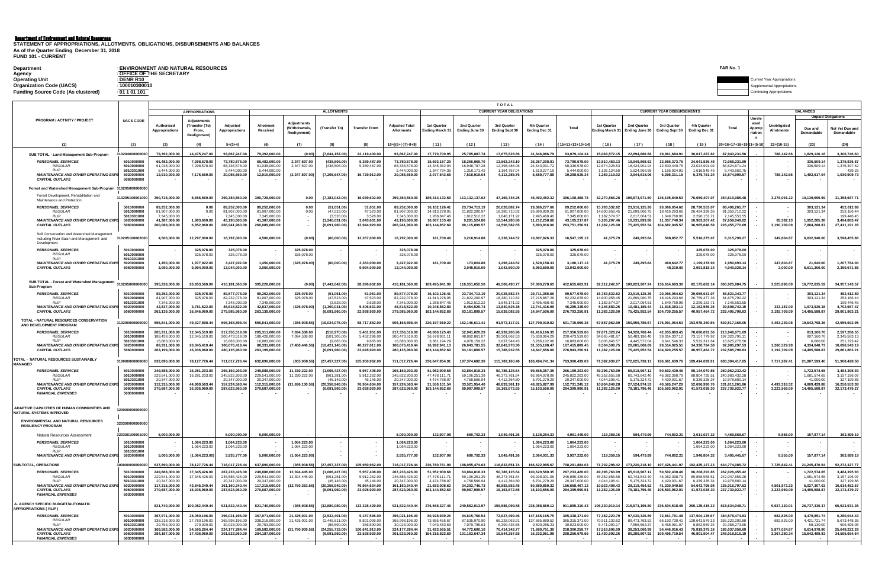**Department of Environment and Natural Resources**

**STATEMENT OF APPROPRIATIONS, ALLOTMENTS, OBLIGATIONS, DISBURSEMENTS AND BALANCES**
**As of the Quarter Ending December 31, 2018**
**FUND 101 - CURRENT**

FAR No. 1

| | |
|---|---|
| Department | : ENVIRONMENT AND NATURAL RESOURCES |
| Agency | : OFFICE OF THE SECRETARY |
| Operating Unit | : DENR R10 |
| Organization Code (UACS) | : 100010300010 |
| Funding Source Code (As clustered) | : 01 1 01 101 |

Current Year Appropriations
Supplemental Appropriations
Continuing Appropriations

| PROGRAM / ACTIVITY / PROJECT | UACS CODE | APPROPRIATIONS | | | ALLOTMENTS | | | | | TOTAL CURRENT YEAR OBLIGATIONS | | | | | CURRENT YEAR DISBURSEMENTS | | | | | BALANCES | | | |
|---|---|---|---|---|---|---|---|---|---|---|---|---|---|---|---|---|---|---|---|---|---|---|---|
| | | Authorized Appropriations | Adjustments (Transfer (To) From, Realignment) | Adjusted Appropriations | Allotment Received | Adjustments (Withdrawals, Realignment) | (Transfer To) | Transfer From | Adjusted Total Allotments | 1st Quarter Ending March 31 | 2nd Quarter Ending June 30 | 3rd Quarter Ending Sept 30 | 4th Quarter Ending Dec 31 | Total | 1st Quarter Ending March 31 | 2nd Quarter Ending June 30 | 3rd Quarter Ending Sept 30 | 4th Quarter Ending Dec 31 | Total | Unreleased Appropriations | Unobligated Allotments | Unpaid Obligations: Due and Demandable | Unpaid Obligations: Not Yet Due and Demandable |
| (1) | (2) | (3) | (4) | 5=(3+4) | (6) | (7) | (8) | (9) | 10=[{6+(-)7}-8+9] | (11) | (12) | (13) | (14) | (15=11+12+13+14) | (16) | (17) | (18) | (19) | 20=16+17+18+19 | 21=(5-10) | 22=(10-15) | (23) | (24) |
| SUB TOTAL - Land Management Sub-Program | 310204000000000 | 79,392,000.00 | 14,475,247.00 | 93,867,247.00 | 79,392,000.00 | (0.00) | (7,644,153.00) | 22,119,400.00 | 93,867,247.00 | 17,770,700.95 | 25,785,887.74 | 17,675,528.86 | 31,846,986.79 | 93,079,104.34 | 15,069,572.15 | 22,894,686.68 | 19,961,684.91 | 30,017,287.82 | 87,943,231.56 | - | 788,142.66 | 1,829,126.18 | 3,306,746.60 |
| PERSONNEL SERVICES | 5010000000 | 66,482,000.00 | 7,298,578.00 | 73,780,578.00 | 66,482,000.00 | 2,347,597.00 | (438,506.00) | 5,389,487.00 | 73,780,578.00 | 15,693,157.29 | 18,266,968.70 | 13,563,243.10 | 26,257,208.91 | 73,780,578.00 | 13,810,453.13 | 15,949,868.62 | 13,666,373.76 | 24,641,536.48 | 72,068,231.99 | - | - | 336,509.14 | 1,375,836.87 |
| REGULAR | 5010000000 | 61,038,000.00 | 7,298,578.00 | 68,336,578.00 | 61,038,000.00 | 2,347,597.00 | (438,506.00) | 5,389,487.00 | 68,336,578.00 | 14,345,362.94 | 16,948,797.28 | 12,398,486.06 | 24,643,931.72 | 68,336,578.00 | 12,674,328.53 | 14,424,901.94 | 12,500,449.75 | 23,024,991.02 | 62,624,671.24 | | | 336,509.14 | 1,375,397.62 |
| RLIP | 5010301000 | 5,444,000.00 | - | 5,444,000.00 | 5,444,000.00 | | | | 5,444,000.00 | 1,347,794.35 | 1,318,171.42 | 1,164,757.04 | 1,613,277.19 | 5,444,000.00 | 1,136,124.60 | 1,524,966.68 | 1,165,924.01 | 1,616,545.46 | 5,443,560.75 | | | | 439.25 |
| MAINTENANCE AND OTHER OPERATING EXPE | 5020000000 | 12,910,000.00 | 7,176,669.00 | 20,086,669.00 | 12,910,000.00 | (2,347,597.00) | (7,205,647.00) | 16,729,913.00 | 20,086,669.00 | 2,077,543.66 | 7,518,919.04 | 4,112,285.76 | 5,589,777.88 | 19,298,526.34 | 1,259,119.02 | 2,944,818.06 | 6,295,311.15 | 5,375,751.34 | 15,874,999.57 | - | 788,142.66 | 1,492,617.04 | 1,930,909.73 |
| CAPITAL OUTLAYS | 5060000000 | - | - | - | - | | - | - | - | - | - | - | - | - | - | - | - | - | - | - | - | - | - |
| Forest and Watershed Management Sub-Program | 310205000000000 | | | | | | | | | | | | | | | | | | | | | | |
| Forest Development, Rehabilitation and Maintenance and Protection | 310205100001000 | 390,728,000.00 | 8,656,560.00 | 399,384,560.00 | 390,728,000.00 | 0.00 | (7,383,042.00) | 16,039,602.00 | 399,384,560.00 | 189,314,132.59 | 113,132,137.62 | 47,169,746.25 | 46,492,452.32 | 396,108,468.78 | 32,270,866.28 | 109,573,971.60 | 136,105,840.53 | 76,659,407.07 | 354,610,085.48 | - | 3,276,091.22 | 10,139,695.59 | 31,358,687.71 |
| PERSONNEL SERVICES | 5010000000 | 89,252,000.00 | 0.00 | 89,252,000.00 | 89,252,000.00 | 0.00 | (51,051.00) | 51,051.00 | 89,252,000.00 | 16,102,126.41 | 23,734,713.19 | 20,028,882.74 | 29,386,277.66 | 89,252,000.00 | 15,763,532.82 | 23,916,125.26 | 20,066,054.62 | 28,730,553.07 | 88,496,265.77 | - | - | 303,121.34 | 452,612.89 |
| REGULAR | 5010000000 | 81,907,000.00 | 0.00 | 81,907,000.00 | 81,907,000.00 | 0.00 | (47,523.00) | 47,523.00 | 81,907,000.00 | 14,813,278.95 | 21,822,200.97 | 18,380,710.82 | 26,890,809.26 | 81,907,000.00 | 14,600,958.45 | 21,899,060.75 | 18,416,293.66 | 26,434,399.36 | 81,350,712.22 | | | 303,121.34 | 253,166.44 |
| RLIP | 5010301000 | 7,345,000.00 | - | 7,345,000.00 | 7,345,000.00 | | (3,528.00) | 3,528.00 | 7,345,000.00 | 1,288,847.46 | 1,912,512.22 | 1,648,171.92 | 2,495,468.40 | 7,345,000.00 | 1,182,574.37 | 2,017,064.51 | 1,649,760.96 | 2,296,153.71 | 7,145,553.55 | | | | 199,446.45 |
| MAINTENANCE AND OTHER OPERATING EXPE | 5020000000 | 41,387,000.00 | 1,803,600.00 | 43,190,600.00 | 41,387,000.00 | - | (1,240,031.00) | 3,043,631.00 | 43,190,600.00 | 10,067,153.49 | 9,281,524.86 | 12,544,280.86 | 11,212,258.66 | 43,105,217.87 | 5,105,207.46 | 10,231,893.80 | 11,357,740.34 | 10,963,207.42 | 37,658,049.02 | - | 85,382.13 | 1,952,285.38 | 3,494,883.47 |
| CAPITAL OUTLAYS | 5060000000 | 260,089,000.00 | 6,852,960.00 | 266,941,960.00 | 260,089,000.00 | - | (6,091,960.00) | 12,944,920.00 | 266,941,960.00 | 163,144,852.69 | 80,115,899.57 | 14,596,582.65 | 5,893,916.00 | 263,751,250.91 | 11,382,126.00 | 75,425,952.54 | 104,682,045.57 | 36,965,646.58 | 228,455,770.69 | - | 3,190,709.09 | 7,884,288.87 | 27,411,191.35 |
| Soil Conservation and Watershed Management including River Basin and Management and Development | 310205100002000 | 4,500,000.00 | 12,297,000.00 | 16,797,000.00 | 4,500,000.00 | (0.00) | (60,000.00) | 12,357,000.00 | 16,797,000.00 | 181,709.40 | 3,218,914.88 | 2,338,744.52 | 10,807,826.33 | 16,547,195.13 | 41,375.79 | 249,295.84 | 508,852.77 | 5,516,275.07 | 6,315,799.27 | - | 249,804.87 | 6,632,940.00 | 3,598,455.86 |
| PERSONNEL SERVICES | 5010000000 | - | 325,078.00 | 325,078.00 | - | 325,078.00 | - | - | 325,078.00 | - | - | - | 325,078.00 | 325,078.00 | - | - | - | 325,078.00 | 325,078.00 | - | - | - | - |
| REGULAR | 5010000000 | | 325,078.00 | 325,078.00 | | 325,078.00 | | | 325,078.00 | | | | 325,078.00 | 325,078.00 | | | | 325,078.00 | 325,078.00 | | | | |
| RLIP | 5010301000 | | | | | | | | | | | | | | | | | | | | | | |
| MAINTENANCE AND OTHER OPERATING EXPE | 5020000000 | 1,450,000.00 | 1,977,922.00 | 3,427,922.00 | 1,450,000.00 | (325,078.00) | (60,000.00) | 2,363,000.00 | 3,427,922.00 | 181,709.40 | 173,004.88 | 1,296,244.52 | 1,529,158.33 | 3,180,117.13 | 41,375.79 | 249,295.84 | 460,642.77 | 1,199,378.93 | 1,950,693.13 | - | 247,804.87 | 21,640.00 | 1,207,784.00 |
| CAPITAL OUTLAYS | 5060000000 | 3,050,000.00 | 9,994,000.00 | 13,044,000.00 | 3,050,000.00 | - | - | 9,994,000.00 | 13,044,000.00 | - | 3,045,910.00 | 1,042,500.00 | 8,953,590.00 | 13,042,000.00 | - | - | 48,210.00 | 3,991,818.14 | 4,040,028.14 | - | 2,000.00 | 6,611,300.00 | 2,390,671.86 |
| SUB TOTAL - Forest and Watershed Management Sub-Program | 310205000000000 | 395,228,000.00 | 20,953,560.00 | 416,181,560.00 | 395,228,000.00 | (0.00) | (7,443,042.00) | 28,396,602.00 | 416,181,560.00 | 189,495,841.99 | 116,351,052.50 | 49,508,490.77 | 57,300,278.65 | 412,655,663.91 | 32,312,242.07 | 109,823,267.24 | 136,614,693.30 | 82,175,682.14 | 360,925,884.75 | - | 3,525,896.09 | 16,772,635.59 | 34,957,143.57 |
| PERSONNEL SERVICES | 5010000000 | 89,252,000.00 | 325,078.00 | 89,577,078.00 | 89,252,000.00 | 325,078.00 | (51,051.00) | 51,051.00 | 89,577,078.00 | 16,102,126.41 | 23,734,713.19 | 20,028,882.74 | 29,711,355.66 | 89,577,078.00 | 15,763,532.82 | 23,916,125.26 | 20,066,054.62 | 29,055,631.07 | 88,821,343.77 | - | - | 303,121.34 | 452,612.89 |
| REGULAR | 5010000000 | 81,907,000.00 | 325,078.00 | 82,232,078.00 | 81,907,000.00 | 325,078.00 | (47,523.00) | 47,523.00 | 82,232,078.00 | 14,813,278.95 | 21,822,200.97 | 18,380,710.82 | 27,215,887.26 | 82,232,078.00 | 14,600,958.45 | 21,899,060.75 | 18,416,293.66 | 26,759,477.36 | 81,675,790.22 | | | 303,121.34 | 253,166.44 |
| RLIP | 5010301000 | 7,345,000.00 | - | 7,345,000.00 | 7,345,000.00 | | (3,528.00) | 3,528.00 | 7,345,000.00 | 1,288,847.46 | 1,912,512.22 | 1,648,171.92 | 2,495,468.40 | 7,345,000.00 | 1,182,574.37 | 2,017,064.51 | 1,649,760.96 | 2,296,153.71 | 7,145,553.55 | | | | 199,446.45 |
| MAINTENANCE AND OTHER OPERATING EXPE | 5020000000 | 42,837,000.00 | 3,781,522.00 | 46,618,522.00 | 42,837,000.00 | (325,078.00) | (1,300,031.00) | 5,406,631.00 | 46,618,522.00 | 10,248,862.89 | 9,454,529.74 | 13,840,525.38 | 12,741,416.99 | 46,285,335.00 | 5,146,583.25 | 10,481,189.44 | 11,818,383.11 | 12,162,586.35 | 39,608,742.15 | - | 333,187.00 | 1,973,925.38 | 4,702,667.47 |
| CAPITAL OUTLAYS | 5060000000 | 263,139,000.00 | 16,846,960.00 | 279,985,960.00 | 263,139,000.00 | - | (6,091,960.00) | 22,938,920.00 | 279,985,960.00 | 163,144,852.69 | 83,161,809.57 | 15,639,082.65 | 14,847,506.00 | 276,793,250.91 | 11,382,126.00 | 75,425,952.54 | 104,730,255.57 | 40,957,464.72 | 232,495,798.83 | - | 3,192,709.09 | 14,495,588.87 | 29,801,863.21 |
| TOTAL - NATURAL RESOURCES CONSERVATION AND DEVELOPMENT PROGRAM | 310200000000000 | 556,841,000.00 | 49,327,898.44 | 606,168,898.44 | 556,841,000.00 | (365,908.56) | (19,024,075.00) | 68,717,882.00 | 606,168,898.44 | 220,197,919.22 | 162,146,611.41 | 91,572,117.91 | 127,799,010.82 | 601,715,659.36 | 57,587,962.99 | 150,959,789.67 | 176,991,064.53 | 153,978,350.86 | 539,517,168.05 | - | 4,453,239.08 | 19,642,798.36 | 42,555,692.95 |
| PERSONNEL SERVICES | 5010000000 | 205,311,000.00 | 12,045,519.00 | 217,356,519.00 | 205,311,000.00 | 7,094,538.00 | (510,970.00) | 5,461,951.00 | 217,356,519.00 | 40,060,125.40 | 52,941,020.29 | 42,939,206.96 | 81,416,166.35 | 217,356,519.00 | 37,671,328.24 | 54,928,768.44 | 42,655,883.45 | 78,690,091.56 | 213,946,071.69 | - | - | 813,160.76 | 2,597,286.55 |
| REGULAR | 5010000000 | 188,428,000.00 | 12,045,519.00 | 200,473,519.00 | 188,428,000.00 | 7,094,538.00 | (501,305.00) | 5,452,286.00 | 200,473,519.00 | 36,678,931.11 | 48,862,861.07 | 39,301,662.53 | 75,630,064.29 | 200,473,519.00 | 34,665,481.67 | 50,483,196.40 | 39,014,337.12 | 73,157,779.92 | 197,320,795.11 | | | 807,160.76 | 2,345,563.13 |
| RLIP | 5010301000 | 16,883,000.00 | - | 16,883,000.00 | 16,883,000.00 | | (9,665.00) | 9,665.00 | 16,883,000.00 | 3,381,194.29 | 4,078,159.22 | 3,637,544.43 | 5,786,102.06 | 16,883,000.00 | 3,005,846.57 | 4,445,572.04 | 3,641,546.33 | 5,532,311.64 | 16,625,276.58 | | | 6,000.00 | 251,723.42 |
| MAINTENANCE AND OTHER OPERATING EXPE | 5020000000 | 88,331,000.00 | 20,345,419.44 | 108,676,419.44 | 88,331,000.00 | (7,460,446.56) | (12,421,145.00) | 40,227,011.00 | 108,676,419.44 | 16,992,941.13 | 26,043,781.55 | 32,843,978.30 | 31,535,188.47 | 107,415,889.45 | 8,534,508.75 | 20,605,068.69 | 29,514,925.51 | 34,330,794.58 | 92,985,297.53 | - | 1,260,529.99 | 4,334,048.73 | 10,096,543.19 |
| CAPITAL OUTLAYS | 5060000000 | 263,199,000.00 | 16,936,960.00 | 280,135,960.00 | 263,199,000.00 | - | (6,091,960.00) | 23,028,920.00 | 280,135,960.00 | 163,144,852.69 | 83,161,809.57 | 15,788,932.65 | 14,847,656.00 | 276,943,250.91 | 11,382,126.00 | 75,425,952.54 | 104,820,255.57 | 40,957,464.72 | 232,585,798.83 | - | 3,192,709.09 | 14,495,588.87 | 29,861,863.21 |
| TOTAL - NATURAL RESOURCES SUSTAINABLY MANAGED | 310000000000000 | 632,890,000.00 | 78,127,726.44 | 711,017,726.44 | 632,890,000.00 | (365,908.56) | (27,457,327.00) | 105,950,962.00 | 711,017,726.44 | 236,647,854.91 | 187,374,682.30 | 115,783,160.48 | 163,494,741.34 | 703,300,439.03 | 71,582,939.27 | 172,625,738.11 | 196,681,639.76 | 189,414,099.91 | 630,304,417.05 | - | 7,717,287.41 | 21,087,593.40 | 51,908,428.58 |
| PERSONNEL SERVICES | 5010000000 | 249,888,000.00 | 16,281,203.00 | 266,169,203.00 | 249,888,000.00 | 11,330,222.00 | (1,006,427.00) | 5,957,408.00 | 266,169,203.00 | 51,952,900.68 | 63,864,818.33 | 50,786,126.64 | 99,565,357.35 | 266,169,203.00 | 49,396,763.99 | 65,918,967.12 | 50,502,430.46 | 95,144,070.85 | 260,962,232.42 | - | - | 1,722,574.65 | 3,484,395.93 |
| REGULAR | 5010000000 | 229,541,000.00 | 16,281,203.00 | 245,822,203.00 | 229,541,000.00 | 11,330,222.00 | (961,281.00) | 5,912,262.00 | 245,822,203.00 | 47,478,111.71 | 59,106,251.39 | 46,373,761.84 | 92,864,078.06 | 245,822,203.00 | 45,352,655.58 | 60,743,642.40 | 46,082,398.79 | 88,804,735.51 | 240,983,432.28 | | | 1,681,574.65 | 3,157,196.07 |
| RLIP | 5010301000 | 20,347,000.00 | - | 20,347,000.00 | 20,347,000.00 | | (45,146.00) | 45,146.00 | 20,347,000.00 | 4,474,788.97 | 4,758,566.94 | 4,412,364.80 | 6,701,279.29 | 20,347,000.00 | 4,044,108.41 | 5,175,324.72 | 4,420,031.67 | 6,339,335.34 | 19,978,800.14 | | | 41,000.00 | 327,199.86 |
| MAINTENANCE AND OTHER OPERATING EXPE | 5020000000 | 112,315,000.00 | 44,909,563.44 | 157,224,563.44 | 112,315,000.00 | (11,696,130.56) | (20,358,940.00) | 76,964,634.00 | 157,224,563.44 | 21,550,101.54 | 33,521,954.40 | 48,833,361.19 | 48,825,827.99 | 152,731,245.12 | 10,804,049.28 | 27,524,974.53 | 40,585,247.29 | 52,696,990.76 | 131,611,261.86 | - | 4,493,318.32 | 4,869,429.88 | 16,250,553.38 |
| CAPITAL OUTLAYS | 5060000000 | 270,687,000.00 | 16,936,960.00 | 287,623,960.00 | 270,687,000.00 | - | (6,091,960.00) | 23,028,920.00 | 287,623,960.00 | 163,144,852.69 | 89,987,909.57 | 16,163,672.65 | 15,103,556.00 | 284,399,990.91 | 11,382,126.00 | 79,181,796.46 | 105,593,962.01 | 41,573,038.30 | 237,730,922.77 | - | 3,223,969.09 | 14,495,588.87 | 32,173,479.27 |
| FINANCIAL EXPENSES | 5030000000 | - | - | - | - | - | - | - | - | - | - | - | - | - | - | - | - | - | - | - | - | - | - |
| ADAPTIVE CAPACITIES OF HUMAN COMMUNITIES AND NATURAL SYSTEMS IMPROVED | 320000000000000 | | | | | | | | | | | | | | | | | | | | | | |
| ENVIRONMENTAL AND NATURAL RESOURCES RESILIENCY PROGRAM | 320300000000000 | | | | | | | | | | | | | | | | | | | | | | |
| Natural Resources Assessment | 320301000001000 | 5,000,000.00 | - | 5,000,000.00 | 5,000,000.00 | - | - | - | 5,000,000.00 | 132,907.08 | 680,792.33 | 1,049,491.26 | 3,128,254.33 | 4,991,445.00 | 119,359.15 | 594,479.99 | 744,802.21 | 3,011,027.32 | 4,469,668.67 | - | 8,555.00 | 157,877.14 | 363,899.19 |
| PERSONNEL SERVICES | 5010000000 | - | 1,064,223.00 | 1,064,223.00 | - | 1,064,223.00 | | | 1,064,223.00 | - | - | - | 1,064,223.00 | 1,064,223.00 | - | - | - | 1,064,223.00 | 1,064,223.00 | - | - | - | - |
| REGULAR | 5010000000 | | 1,064,223.00 | 1,064,223.00 | | 1,064,223.00 | | | 1,064,223.00 | | | | 1,064,223.00 | 1,064,223.00 | | | | 1,064,223.00 | 1,064,223.00 | | | | |
| RLIP | 5010301000 | | | | | | | | | | | | | | | | | | | | | | |
| MAINTENANCE AND OTHER OPERATING EXPE | 5020000000 | 5,000,000.00 | (1,064,223.00) | 3,935,777.00 | 5,000,000.00 | (1,064,223.00) | - | - | 3,935,777.00 | 132,907.08 | 680,792.33 | 1,049,491.26 | 2,064,031.33 | 3,927,222.00 | 119,359.15 | 594,479.99 | 744,802.21 | 1,946,804.32 | 3,405,445.67 | - | 8,555.00 | 157,877.14 | 363,899.19 |
| SUB-TOTAL, OPERATIONS | 300000000000000 | 637,890,000.00 | 78,127,726.44 | 716,017,726.44 | 637,890,000.00 | (365,908.56) | (27,457,327.00) | 105,950,962.00 | 716,017,726.44 | 236,780,761.99 | 188,055,474.63 | 116,832,651.74 | 166,622,995.67 | 708,291,884.03 | 71,702,298.42 | 173,220,218.10 | 197,426,441.97 | 192,425,127.23 | 634,774,085.72 | - | 7,725,842.41 | 21,245,470.54 | 52,272,327.77 |
| PERSONNEL SERVICES | 5010000000 | 249,888,000.00 | 17,345,426.00 | 267,233,426.00 | 249,888,000.00 | 12,394,445.00 | (1,006,427.00) | 5,957,408.00 | 267,233,426.00 | 51,952,900.68 | 63,864,818.33 | 50,786,126.64 | 100,629,580.35 | 267,233,426.00 | 49,396,763.99 | 65,918,967.12 | 50,502,430.46 | 96,208,293.85 | 262,026,455.42 | - | - | 1,722,574.65 | 3,484,395.93 |
| REGULAR | 5010000000 | 229,541,000.00 | 17,345,426.00 | 246,886,426.00 | 229,541,000.00 | 12,394,445.00 | (961,281.00) | 5,912,262.00 | 246,886,426.00 | 47,478,111.71 | 59,106,251.39 | 46,373,761.84 | 93,928,301.06 | 246,886,426.00 | 45,352,655.58 | 60,743,642.40 | 46,082,398.79 | 89,868,958.51 | 242,047,655.28 | | | 1,681,574.65 | 3,157,196.07 |
| RLIP | 5010301000 | 20,347,000.00 | - | 20,347,000.00 | 20,347,000.00 | | (45,146.00) | 45,146.00 | 20,347,000.00 | 4,474,788.97 | 4,758,566.94 | 4,412,364.80 | 6,701,279.29 | 20,347,000.00 | 4,044,108.41 | 5,175,324.72 | 4,420,031.67 | 6,339,335.34 | 19,978,800.14 | | | 41,000.00 | 327,199.86 |
| MAINTENANCE AND OTHER OPERATING EXPE | 5020000000 | 117,315,000.00 | 43,845,340.44 | 161,160,340.44 | 117,315,000.00 | (12,760,353.56) | (20,358,940.00) | 76,964,634.00 | 161,160,340.44 | 21,683,008.62 | 34,202,746.73 | 49,882,852.45 | 50,889,859.32 | 156,658,467.12 | 10,923,408.43 | 28,119,454.52 | 41,330,049.50 | 54,643,795.08 | 135,016,707.53 | - | 4,501,873.32 | 5,027,307.02 | 16,614,452.57 |
| CAPITAL OUTLAYS | 5060000000 | 270,687,000.00 | 16,936,960.00 | 287,623,960.00 | 270,687,000.00 | - | (6,091,960.00) | 23,028,920.00 | 287,623,960.00 | 163,144,852.69 | 89,987,909.57 | 16,163,672.65 | 15,103,556.00 | 284,399,990.91 | 11,382,126.00 | 79,181,796.46 | 105,593,962.01 | 41,573,038.30 | 237,730,922.77 | - | 3,223,969.09 | 14,495,588.87 | 32,173,479.27 |
| FINANCIAL EXPENSES | 5030000000 | - | - | - | - | - | - | - | - | - | - | - | - | - | - | - | - | - | - | - | - | - | - |
| A. AGENCY SPECIFIC BUDGET/AUTOMATIC APPROPRIATIONS ( RLIP ) | | 821,740,000.00 | 100,082,440.44 | 921,822,440.44 | 821,740,000.00 | (365,908.56) | (32,880,080.00) | 133,328,429.00 | 921,822,440.44 | 276,668,327.46 | 240,552,013.97 | 159,586,099.88 | 235,088,869.12 | 911,895,310.43 | 106,330,919.14 | 215,573,195.80 | 236,604,518.45 | 260,125,415.32 | 818,634,048.71 | - | 9,927,130.01 | 26,737,330.37 | 66,523,931.35 |
| PERSONNEL SERVICES | 5010000000 | 367,971,000.00 | 28,050,196.00 | 396,021,196.00 | 367,971,000.00 | 21,425,001.00 | (2,532,401.00) | 9,157,596.00 | 396,021,196.00 | 80,928,939.26 | 94,615,766.53 | 72,627,499.46 | 147,166,165.75 | 395,338,371.00 | 77,382,220.79 | 97,030,326.89 | 72,661,791.48 | 137,504,135.67 | 384,578,474.83 | - | 682,825.00 | 4,479,851.74 | 6,280,044.43 |
| REGULAR | 5010000000 | 338,218,000.00 | 27,780,196.00 | 365,998,196.00 | 338,218,000.00 | 21,425,001.00 | (2,445,811.00) | 8,801,006.00 | 365,998,196.00 | 73,885,455.67 | 87,535,970.90 | 66,228,063.91 | 137,665,880.52 | 365,315,371.00 | 70,911,130.62 | 89,473,763.52 | 66,193,730.41 | 128,641,576.33 | 355,220,200.88 | | 682,825.00 | 4,421,721.74 | 5,673,448.38 |
| RLIP | 5010301000 | 29,753,000.00 | 270,000.00 | 30,023,000.00 | 29,753,000.00 | - | (86,590.00) | 356,590.00 | 30,023,000.00 | 7,043,483.59 | 7,079,795.63 | 6,399,435.55 | 9,500,285.23 | 30,023,000.00 | 6,471,090.17 | 7,556,563.37 | 6,468,061.07 | 8,862,559.34 | 29,358,273.95 | | | 58,130.00 | 606,596.05 |
| MAINTENANCE AND OTHER OPERATING EXPE | 5020000000 | 169,582,000.00 | 54,595,284.44 | 224,177,284.44 | 169,582,000.00 | (21,790,909.56) | (24,255,719.00) | 100,641,913.00 | 224,177,284.44 | 31,423,565.51 | 44,772,600.10 | 70,414,342.77 | 71,689,751.19 | 218,300,259.77 | 17,518,606.09 | 38,253,060.99 | 54,446,016.43 | 75,819,375.18 | 186,037,058.69 | - | 5,877,024.67 | 6,614,978.80 | 25,648,222.28 |
| CAPITAL OUTLAYS | 5060000000 | 284,187,000.00 | 17,436,960.00 | 301,623,960.00 | 284,187,000.00 | - | (6,091,960.00) | 23,528,920.00 | 301,623,960.00 | 164,315,822.69 | 101,163,647.34 | 16,544,257.65 | 16,232,951.98 | 298,256,679.66 | 11,430,092.26 | 80,289,807.92 | 109,496,710.54 | 46,801,904.47 | 248,018,515.19 | - | 3,367,280.34 | 15,642,499.83 | 34,595,664.64 |
| FINANCIAL EXPENSES | 5030000000 | - | - | - | - | - | - | - | - | - | - | - | - | - | - | - | - | - | - | - | - | - | - |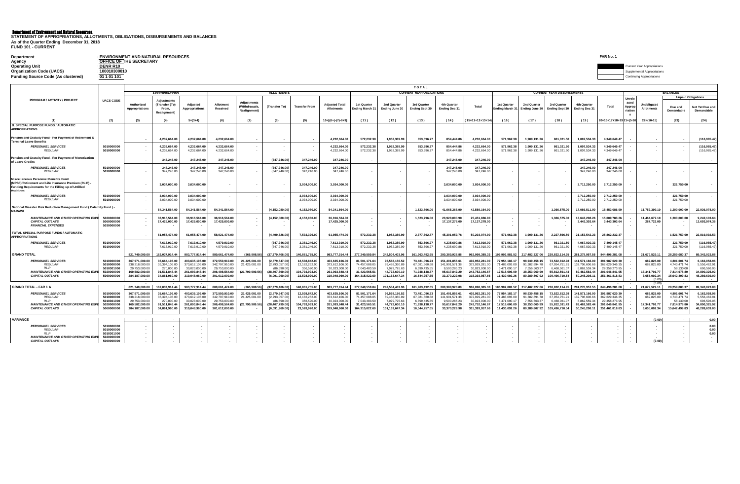**Department of Environment and Natural Resources**

**STATEMENT OF APPROPRIATIONS, ALLOTMENTS, OBLIGATIONS, DISBURSEMENTS AND BALANCES**
**As of the Quarter Ending December 31, 2018**
**FUND 101 - CURRENT**

**Department** : ENVIRONMENT AND NATURAL RESOURCES
**Agency** : OFFICE OF THE SECRETARY
**Operating Unit** : DENR R10
**Organization Code (UACS)** : 100010300010
**Funding Source Code (As clustered)** : 01 1 01 101

FAR No. 1

Current Year Appropriations
Supplemental Appropriations
Continuing Appropriations

| PROGRAM / ACTIVITY / PROJECT | UACS CODE | APPROPRIATIONS | | | ALLOTMENTS | | | | | CURRENT YEAR OBLIGATIONS | | | | | CURRENT YEAR DISBURSEMENTS | | | | | BALANCES | | | |
|---|---|---|---|---|---|---|---|---|---|---|---|---|---|---|---|---|---|---|---|---|---|---|---|
| | | Authorized Appropriations | Adjustments (Transfer (To) From, Realignment) | Adjusted Appropriations | Allotment Received | Adjustments (Withdrawals, Realignment) | (Transfer To) | Transfer From | Adjusted Total Allotments | 1st Quarter Ending March 31 | 2nd Quarter Ending June 30 | 3rd Quarter Ending Sept 30 | 4th Quarter Ending Dec 31 | Total | 1st Quarter Ending March 31 | 2nd Quarter Ending June 30 | 3rd Quarter Ending Sept 30 | 4th Quarter Ending Dec 31 | Total | Unreleased Appropriations | Unobligated Allotments | Unpaid Obligations: Due and Demandable | Unpaid Obligations: Not Yet Due and Demandable |
| (1) | (2) | (3) | (4) | 5=(3+4) | (6) | (7) | (8) | (9) | 10=[(6+(-)7)-8+9] | (11) | (12) | (13) | (14) | (15=11+12+13+14) | (16) | (17) | (18) | (19) | 20=16+17+18+19 | 21=(5-10) | 22=(10-15) | (23) | (24) |
| **B. SPECIAL PURPOSE FUNDS / AUTOMATIC APPROPRIATIONS** | | | | | | | | | | | | | | | | | | | | | | | |
| **Pension and Gratuity Fund - For Payment of Retirement & Terminal Leave Benefits** | | - | 4,232,664.00 | 4,232,664.00 | 4,232,664.00 | - | - | - | 4,232,664.00 | 572,232.38 | 1,952,389.99 | 853,596.77 | 854,444.86 | 4,232,664.00 | 571,962.38 | 1,909,131.26 | 861,021.50 | 1,007,534.33 | 4,349,649.47 | - | - | - | (116,985.47) |
| *PERSONNEL SERVICES* | 5010000000 | - | 4,232,664.00 | 4,232,664.00 | 4,232,664.00 | - | - | - | 4,232,664.00 | 572,232.38 | 1,952,389.99 | 853,596.77 | 854,444.86 | 4,232,664.00 | 571,962.38 | 1,909,131.26 | 861,021.50 | 1,007,534.33 | 4,349,649.47 | - | - | - | (116,985.47) |
| *REGULAR* | 5010000000 | - | 4,232,664.00 | 4,232,664.00 | 4,232,664.00 | - | - | - | 4,232,664.00 | 572,232.38 | 1,952,389.99 | 853,596.77 | 854,444.86 | 4,232,664.00 | 571,962.38 | 1,909,131.26 | 861,021.50 | 1,007,534.33 | 4,349,649.47 | - | - | - | (116,985.47) |
| **Pension and Gratuity Fund - For Payment of Monetization of Leave Credits** | | - | 347,246.00 | 347,246.00 | 347,246.00 | - | (347,246.00) | 347,246.00 | 347,246.00 | - | - | - | 347,246.00 | 347,246.00 | - | - | - | 347,246.00 | 347,246.00 | - | - | - | - |
| *PERSONNEL SERVICES* | 5010000000 | - | 347,246.00 | 347,246.00 | 347,246.00 | - | (347,246.00) | 347,246.00 | 347,246.00 | - | - | - | 347,246.00 | 347,246.00 | - | - | - | 347,246.00 | 347,246.00 | - | - | - | - |
| *REGULAR* | 5010000000 | - | 347,246.00 | 347,246.00 | 347,246.00 | - | (347,246.00) | 347,246.00 | 347,246.00 | - | - | - | 347,246.00 | 347,246.00 | - | - | - | 347,246.00 | 347,246.00 | - | - | - | - |
| **Miscellaneous Personnel Benefits Fund (MPBF)/Retirement and Life Insurance Premium (RLIP) - Funding Requirements for the Filling up of Unfilled Positions** | | - | 3,034,000.00 | 3,034,000.00 | - | - | - | 3,034,000.00 | 3,034,000.00 | - | - | - | 3,034,000.00 | 3,034,000.00 | - | - | - | 2,712,250.00 | 2,712,250.00 | - | - | 321,750.00 | - |
| *PERSONNEL SERVICES* | 5010000000 | - | 3,034,000.00 | 3,034,000.00 | - | - | - | 3,034,000.00 | 3,034,000.00 | - | - | - | 3,034,000.00 | 3,034,000.00 | - | - | - | 2,712,250.00 | 2,712,250.00 | - | - | 321,750.00 | - |
| *REGULAR* | 5010000000 | - | 3,034,000.00 | 3,034,000.00 | - | - | - | 3,034,000.00 | 3,034,000.00 | - | - | - | 3,034,000.00 | 3,034,000.00 | - | - | - | 2,712,250.00 | 2,712,250.00 | - | - | 321,750.00 | - |
| **National Disaster Risk Reduction Management Fund ( Calamity Fund ) - MARAWI** | | - | 54,341,564.00 | 54,341,564.00 | 54,341,564.00 | - | (4,152,080.00) | 4,152,080.00 | 54,341,564.00 | - | - | 1,523,796.00 | 41,065,368.90 | 42,589,164.90 | - | - | 1,366,575.00 | 17,086,511.90 | 18,453,086.90 | - | 11,752,399.10 | 1,200,000.00 | 22,036,078.00 |
| *MAINTENANCE AND OTHER OPERATING EXPE* | 5020000000 | - | 36,916,564.00 | 36,916,564.00 | 36,916,564.00 | - | (4,152,080.00) | 4,152,080.00 | 36,916,564.00 | - | - | 1,523,796.00 | 23,928,090.90 | 25,451,886.90 | - | - | 1,366,575.00 | 13,643,208.26 | 15,009,783.26 | - | 11,464,677.10 | 1,200,000.00 | 9,242,103.64 |
| *CAPITAL OUTLAYS* | 5060000000 | - | 17,425,000.00 | 17,425,000.00 | 17,425,000.00 | - | - | - | 17,425,000.00 | - | - | - | 17,137,278.00 | 17,137,278.00 | - | - | - | 3,443,303.64 | 3,443,303.64 | - | 287,722.00 | - | 13,693,974.36 |
| *FINANCIAL EXPENSES* | 5030000000 | - | - | - | - | - | - | - | - | - | - | - | - | - | - | - | - | - | - | - | - | - | - |
| **TOTAL SPECIAL PURPOSE FUNDS / AUTOMATIC APPROPRIATIONS** | | - | 61,955,474.00 | 61,955,474.00 | 58,921,474.00 | - | (4,499,326.00) | 7,533,326.00 | 61,955,474.00 | 572,232.38 | 1,952,389.99 | 2,377,392.77 | 45,301,059.76 | 50,203,074.90 | 571,962.38 | 1,909,131.26 | 2,227,596.50 | 21,153,542.23 | 25,862,232.37 | - | - | 1,521,750.00 | 22,819,092.53 |
| *PERSONNEL SERVICES* | 5010000000 | - | 7,613,910.00 | 7,613,910.00 | 4,579,910.00 | - | (347,246.00) | 3,381,246.00 | 7,613,910.00 | 572,232.38 | 1,952,389.99 | 853,596.77 | 4,235,690.86 | 7,613,910.00 | 571,962.38 | 1,909,131.26 | 861,021.50 | 4,067,030.33 | 7,409,145.47 | - | - | 321,750.00 | (116,985.47) |
| *REGULAR* | 5010000000 | - | 7,613,910.00 | 7,613,910.00 | 4,579,910.00 | - | (347,246.00) | 3,381,246.00 | 7,613,910.00 | 572,232.38 | 1,952,389.99 | 853,596.77 | 4,235,690.86 | 7,613,910.00 | 571,962.38 | 1,909,131.26 | 861,021.50 | 4,067,030.33 | 7,409,145.47 | - | - | 321,750.00 | (116,985.47) |
| **GRAND TOTAL** | | 821,740,000.00 | 162,037,914.44 | 983,777,914.44 | 880,661,474.00 | (365,908.56) | (37,379,406.00) | 140,861,755.00 | 983,777,914.44 | 277,240,559.84 | 242,504,403.96 | 161,963,492.65 | 280,389,928.88 | 962,098,385.33 | 106,902,881.52 | 217,482,327.06 | 238,832,114.95 | 281,278,957.55 | 844,496,281.08 | - | 21,679,529.11 | 28,259,080.37 | 89,343,023.88 |
| *PERSONNEL SERVICES* | 5010000000 | 367,971,000.00 | 35,664,106.00 | 403,635,106.00 | 372,550,910.00 | 21,425,001.00 | (2,879,647.00) | 12,538,842.00 | 403,635,106.00 | 81,501,171.64 | 96,568,156.52 | 73,481,096.23 | 151,401,856.61 | 402,952,281.00 | 77,954,183.17 | 98,939,458.15 | 73,522,812.98 | 141,571,166.00 | 391,987,620.30 | - | 682,825.00 | 4,801,601.74 | 6,163,058.96 |
| *REGULAR* | 5010000000 | 338,218,000.00 | 35,394,106.00 | 373,612,106.00 | 342,797,910.00 | 21,425,001.00 | (2,793,057.00) | 12,182,252.00 | 373,612,106.00 | 74,457,688.05 | 89,488,360.89 | 67,081,660.68 | 141,901,571.38 | 372,929,281.00 | 71,483,093.00 | 91,382,894.78 | 67,054,751.91 | 132,708,606.66 | 362,629,346.35 | - | 682,825.00 | 4,743,471.74 | 5,556,462.91 |
| *RLIP* | 5010301000 | 29,753,000.00 | 270,000.00 | 30,023,000.00 | 29,753,000.00 | - | (86,590.00) | 356,590.00 | 30,023,000.00 | 7,043,483.59 | 7,079,795.63 | 6,399,435.55 | 9,500,285.23 | 30,023,000.00 | 6,471,090.17 | 7,556,563.37 | 6,468,061.07 | 8,862,559.34 | 29,358,273.95 | - | - | 58,130.00 | 606,596.05 |
| *MAINTENANCE AND OTHER OPERATING EXPE* | 5020000000 | 169,582,000.00 | 91,511,848.44 | 261,093,848.44 | 206,498,564.00 | (21,790,909.56) | (28,407,799.00) | 104,793,993.00 | 261,093,848.44 | 31,423,565.51 | 44,772,600.10 | 71,938,138.77 | 95,617,842.29 | 243,752,146.67 | 17,518,606.09 | 38,253,060.99 | 55,812,591.43 | 89,462,583.44 | 201,046,841.95 | - | 17,341,701.77 | 7,814,978.80 | 34,890,325.92 |
| *CAPITAL OUTLAYS* | 5060000000 | 284,187,000.00 | 34,861,960.00 | 319,048,960.00 | 301,612,000.00 | - | (6,091,960.00) | 23,528,920.00 | 319,048,960.00 | 164,315,822.69 | 101,163,647.34 | 16,544,257.65 | 33,370,229.98 | 315,393,957.66 | 11,430,092.26 | 80,289,807.92 | 109,496,710.54 | 50,245,208.11 | 251,461,818.83 | - | 3,655,002.34 | 15,642,499.83 | 48,289,639.00 |
| | | - | - | - | - | - | - | - | - | - | - | - | - | - | - | - | - | - | - | - | (0.00) | - | - |
| **GRAND TOTAL - FAR 1 A** | | 821,740,000.00 | 162,037,914.44 | 983,777,914.44 | 880,661,474.00 | (365,908.56) | (37,379,406.00) | 140,861,755.00 | 983,777,914.44 | 277,240,559.84 | 242,504,403.96 | 161,963,492.65 | 280,389,928.88 | 962,098,385.33 | 106,902,881.52 | 217,482,327.06 | 238,832,114.95 | 281,278,957.55 | 844,496,281.08 | - | 21,679,529.11 | 28,259,080.37 | 89,343,023.88 |
| *PERSONNEL SERVICES* | 5010000000 | 367,971,000.00 | 35,664,106.00 | 403,635,106.00 | 372,550,910.00 | 21,425,001.00 | (2,879,647.00) | 12,538,842.00 | 403,635,106.00 | 81,501,171.64 | 96,568,156.52 | 73,481,096.23 | 151,401,856.61 | 402,952,281.00 | 77,954,183.17 | 98,939,458.15 | 73,522,812.98 | 141,571,166.00 | 391,987,620.30 | - | 682,825.00 | 4,801,601.74 | 6,163,058.96 |
| *REGULAR* | 5010000000 | 338,218,000.00 | 35,394,106.00 | 373,612,106.00 | 342,797,910.00 | 21,425,001.00 | (2,793,057.00) | 12,182,252.00 | 373,612,106.00 | 74,457,688.05 | 89,488,360.89 | 67,081,660.68 | 141,901,571.38 | 372,929,281.00 | 71,483,093.00 | 91,382,894.78 | 67,054,751.91 | 132,708,606.66 | 362,629,346.35 | - | 682,825.00 | 4,743,471.74 | 5,556,462.91 |
| *RLIP* | 5010301000 | 29,753,000.00 | 270,000.00 | 30,023,000.00 | 29,753,000.00 | - | (86,590.00) | 356,590.00 | 30,023,000.00 | 7,043,483.59 | 7,079,795.63 | 6,399,435.55 | 9,500,285.23 | 30,023,000.00 | 6,471,090.17 | 7,556,563.37 | 6,468,061.07 | 8,862,559.34 | 29,358,273.95 | - | - | 58,130.00 | 606,596.05 |
| *MAINTENANCE AND OTHER OPERATING EXPE* | 5020000000 | 169,582,000.00 | 91,511,848.44 | 261,093,848.44 | 206,498,564.00 | (21,790,909.56) | (28,407,799.00) | 104,793,993.00 | 261,093,848.44 | 31,423,565.51 | 44,772,600.10 | 71,938,138.77 | 95,617,842.29 | 243,752,146.67 | 17,518,606.09 | 38,253,060.99 | 55,812,591.43 | 89,462,583.44 | 201,046,841.95 | - | 17,341,701.77 | 7,814,978.80 | 34,890,325.92 |
| *CAPITAL OUTLAYS* | 5060000000 | 284,187,000.00 | 34,861,960.00 | 319,048,960.00 | 301,612,000.00 | - | (6,091,960.00) | 23,528,920.00 | 319,048,960.00 | 164,315,822.69 | 101,163,647.34 | 16,544,257.65 | 33,370,229.98 | 315,393,957.66 | 11,430,092.26 | 80,289,807.92 | 109,496,710.54 | 50,245,208.11 | 251,461,818.83 | - | 3,655,002.34 | 15,642,499.83 | 48,289,639.00 |
| **VARIANCE** | | - | - | - | - | - | - | - | - | - | - | - | - | - | - | - | - | - | - | - | (0.00) | - | 0.00 |
| *PERSONNEL SERVICES* | 5010000000 | - | - | - | - | - | - | - | - | - | - | - | - | - | - | - | - | - | - | - | - | - | 0.00 |
| *REGULAR* | 5010000000 | - | - | - | - | - | - | - | - | - | - | - | - | - | - | - | - | - | - | - | - | - | 0.00 |
| *RLIP* | 5010301000 | - | - | - | - | - | - | - | - | - | - | - | - | - | - | - | - | - | - | - | - | - | 0.00 |
| *MAINTENANCE AND OTHER OPERATING EXPE* | 5020000000 | - | - | - | - | - | - | - | - | - | - | - | - | - | - | - | - | - | - | - | - | - | - |
| *CAPITAL OUTLAYS* | 5060000000 | - | - | - | - | - | - | - | - | - | - | - | - | - | - | - | - | - | - | - | (0.00) | - | - |